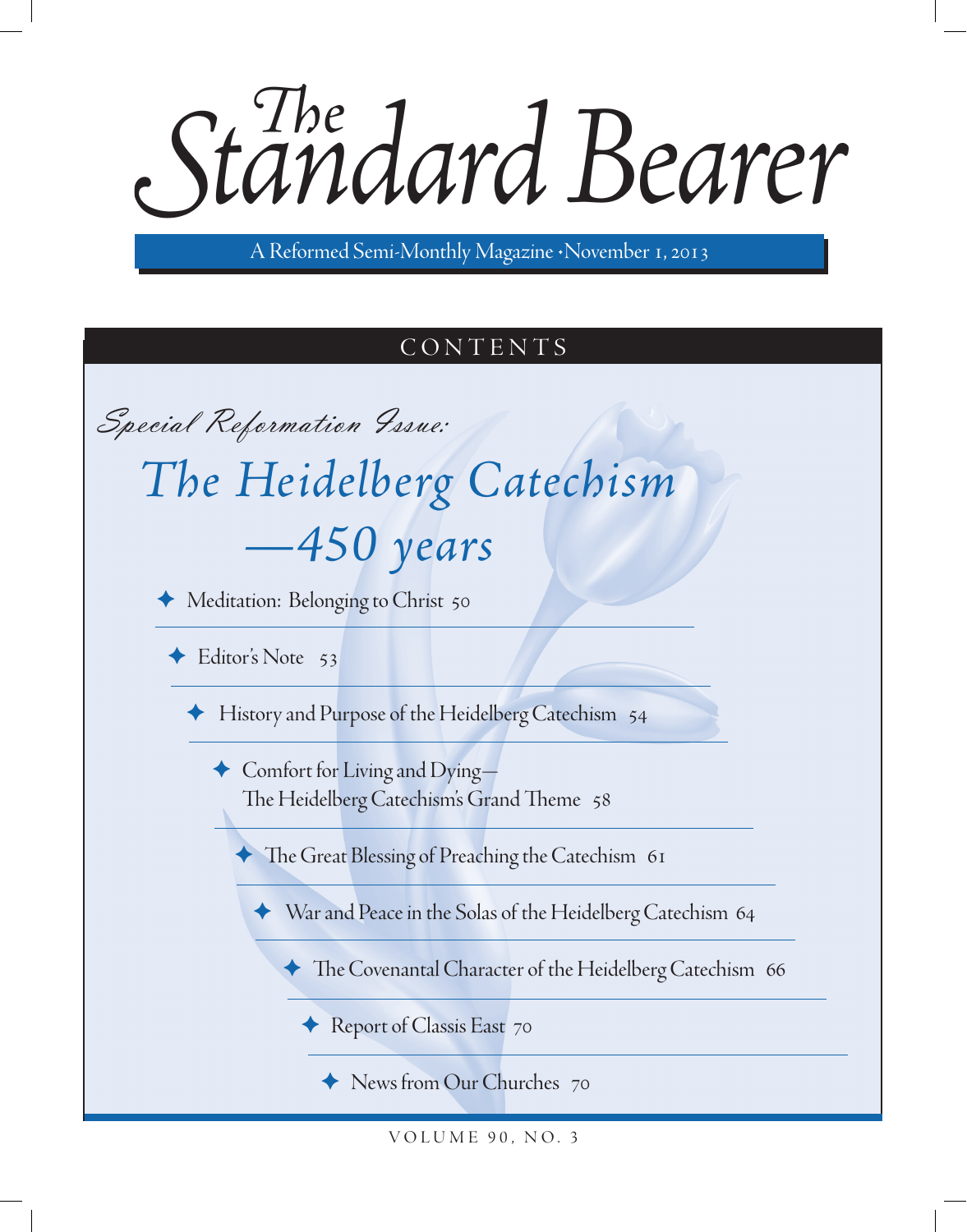# The Standard Bearer

A Reformed Semi-Monthly Magazine • November 1, 2013

## CONTENTS

*Special Reformation Issue:*

## *The Heidelberg Catechism —450 years*

- Meditation: Belonging to Christ 50
- Editor's Note 53
- History and Purpose of the Heidelberg Catechism 54
- Comfort for Living and Dying— The Heidelberg Catechism's Grand Theme 58
- The Great Blessing of Preaching the Catechism 61
- War and Peace in the Solas of the Heidelberg Catechism 64
- The Covenantal Character of the Heidelberg Catechism 66
- Report of Classis East 70
- News from Our Churches 70

VOLUME 90, NO. 3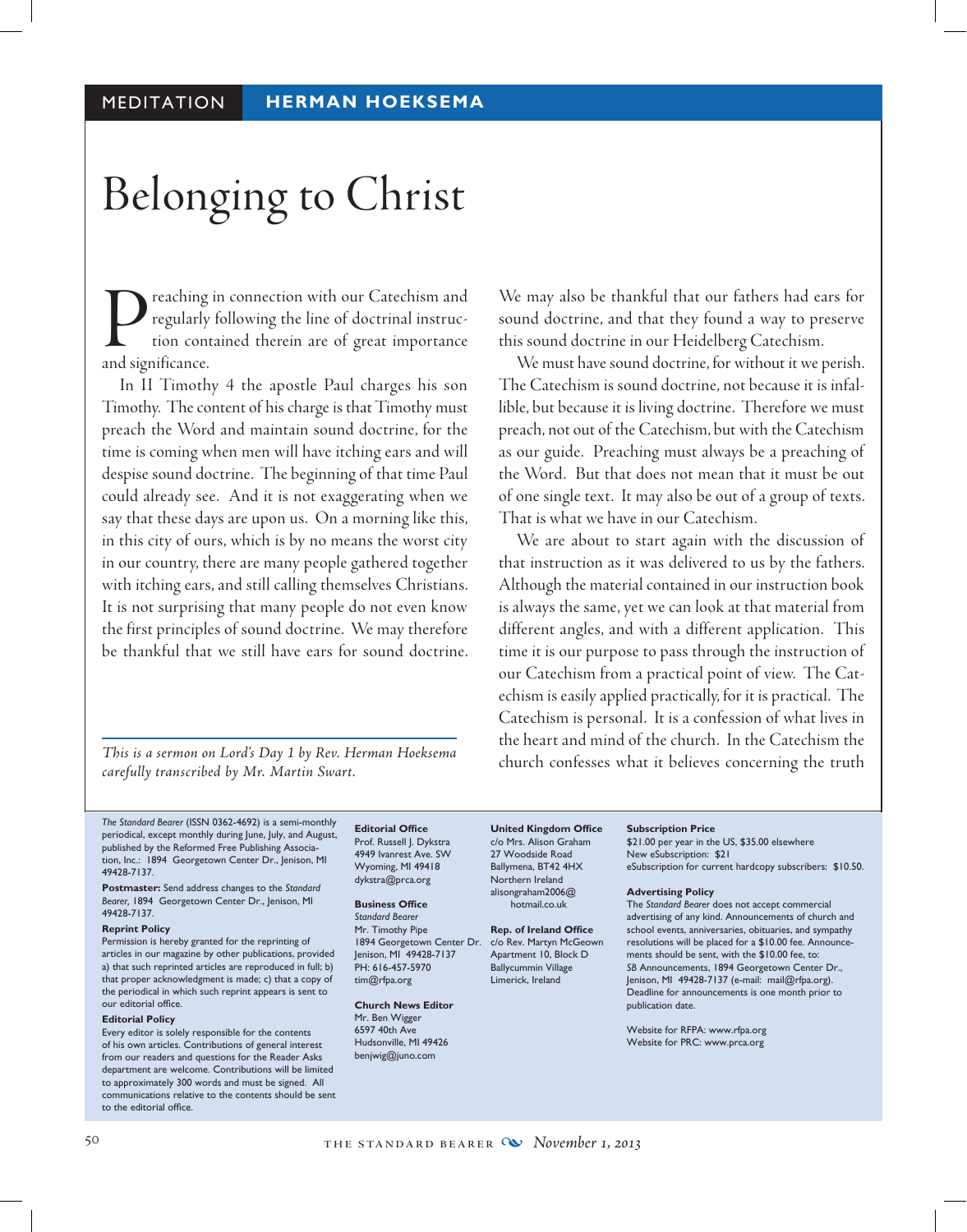MEDITATION **HERMAN HOEKSEMA**

# Belonging to Christ

Preaching in connection with our Catechism and regularly following the line of doctrinal instruction contained therein are of great importance and significance.

In II Timothy 4 the apostle Paul charges his son Timothy. The content of his charge is that Timothy must preach the Word and maintain sound doctrine, for the time is coming when men will have itching ears and will despise sound doctrine. The beginning of that time Paul could already see. And it is not exaggerating when we say that these days are upon us. On a morning like this, in this city of ours, which is by no means the worst city in our country, there are many people gathered together with itching ears, and still calling themselves Christians. It is not surprising that many people do not even know the first principles of sound doctrine. We may therefore be thankful that we still have ears for sound doctrine.

*This is a sermon on Lord's Day 1 by Rev. Herman Hoeksema carefully transcribed by Mr. Martin Swart.*

We may also be thankful that our fathers had ears for sound doctrine, and that they found a way to preserve this sound doctrine in our Heidelberg Catechism.

We must have sound doctrine, for without it we perish. The Catechism is sound doctrine, not because it is infallible, but because it is living doctrine. Therefore we must preach, not out of the Catechism, but with the Catechism as our guide. Preaching must always be a preaching of the Word. But that does not mean that it must be out of one single text. It may also be out of a group of texts. That is what we have in our Catechism.

We are about to start again with the discussion of that instruction as it was delivered to us by the fathers. Although the material contained in our instruction book is always the same, yet we can look at that material from different angles, and with a different application. This time it is our purpose to pass through the instruction of our Catechism from a practical point of view. The Catechism is easily applied practically, for it is practical. The Catechism is personal. It is a confession of what lives in the heart and mind of the church. In the Catechism the church confesses what it believes concerning the truth

*The Standard Bearer* (ISSN 0362-4692) is a semi-monthly periodical, except monthly during June, July, and August, published by the Reformed Free Publishing Association, Inc.: 1894 Georgetown Center Dr., Jenison, MI 49428-7137.

**Postmaster:** Send address changes to the *Standard Bearer*, 1894 Georgetown Center Dr., Jenison, MI 49428-7137.

**Reprint Policy**
Permission is hereby granted for the reprinting of articles in our magazine by other publications, provided a) that such reprinted articles are reproduced in full; b) that proper acknowledgment is made; c) that a copy of the periodical in which such reprint appears is sent to our editorial office.

**Editorial Policy**
Every editor is solely responsible for the contents of his own articles. Contributions of general interest from our readers and questions for the Reader Asks department are welcome. Contributions will be limited to approximately 300 words and must be signed. All communications relative to the contents should be sent to the editorial office.

**Editorial Office**
Prof. Russell J. Dykstra
4949 Ivanrest Ave. SW
Wyoming, MI 49418
dykstra@prca.org

**Business Office**
*Standard Bearer*
Mr. Timothy Pipe
1894 Georgetown Center Dr.
Jenison, MI 49428-7137
PH: 616-457-5970
tim@rfpa.org

**Church News Editor**
Mr. Ben Wigger
6597 40th Ave
Hudsonville, MI 49426
benjwig@juno.com

**United Kingdom Office**
c/o Mrs. Alison Graham
27 Woodside Road
Ballymena, BT42 4HX
Northern Ireland
alisongraham2006@hotmail.co.uk

**Rep. of Ireland Office**
c/o Rev. Martyn McGeown
Apartment 10, Block D
Ballycummin Village
Limerick, Ireland

**Subscription Price**
$21.00 per year in the US, $35.00 elsewhere
New eSubscription: $21
eSubscription for current hardcopy subscribers: $10.50.

**Advertising Policy**
The *Standard Bearer* does not accept commercial advertising of any kind. Announcements of church and school events, anniversaries, obituaries, and sympathy resolutions will be placed for a $10.00 fee. Announcements should be sent, with the $10.00 fee, to: *SB* Announcements, 1894 Georgetown Center Dr., Jenison, MI 49428-7137 (e-mail: mail@rfpa.org). Deadline for announcements is one month prior to publication date.

Website for RFPA: www.rfpa.org
Website for PRC: www.prca.org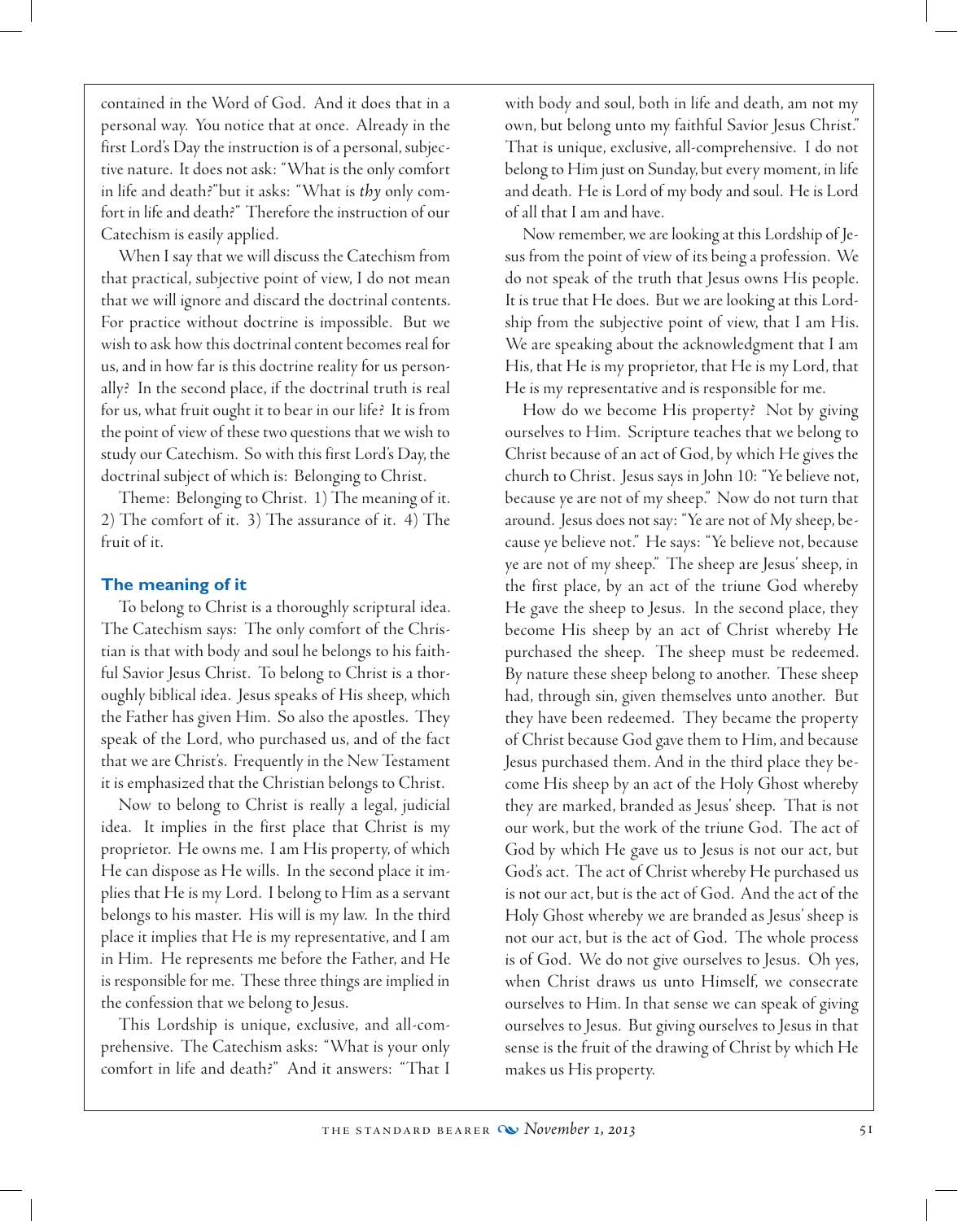contained in the Word of God. And it does that in a personal way. You notice that at once. Already in the first Lord's Day the instruction is of a personal, subjective nature. It does not ask: "What is the only comfort in life and death?"but it asks: "What is *thy* only comfort in life and death?" Therefore the instruction of our Catechism is easily applied.

When I say that we will discuss the Catechism from that practical, subjective point of view, I do not mean that we will ignore and discard the doctrinal contents. For practice without doctrine is impossible. But we wish to ask how this doctrinal content becomes real for us, and in how far is this doctrine reality for us personally? In the second place, if the doctrinal truth is real for us, what fruit ought it to bear in our life? It is from the point of view of these two questions that we wish to study our Catechism. So with this first Lord's Day, the doctrinal subject of which is: Belonging to Christ.

Theme: Belonging to Christ. 1) The meaning of it. 2) The comfort of it. 3) The assurance of it. 4) The fruit of it.

### The meaning of it

To belong to Christ is a thoroughly scriptural idea. The Catechism says: The only comfort of the Christian is that with body and soul he belongs to his faithful Savior Jesus Christ. To belong to Christ is a thoroughly biblical idea. Jesus speaks of His sheep, which the Father has given Him. So also the apostles. They speak of the Lord, who purchased us, and of the fact that we are Christ's. Frequently in the New Testament it is emphasized that the Christian belongs to Christ.

Now to belong to Christ is really a legal, judicial idea. It implies in the first place that Christ is my proprietor. He owns me. I am His property, of which He can dispose as He wills. In the second place it implies that He is my Lord. I belong to Him as a servant belongs to his master. His will is my law. In the third place it implies that He is my representative, and I am in Him. He represents me before the Father, and He is responsible for me. These three things are implied in the confession that we belong to Jesus.

This Lordship is unique, exclusive, and all-comprehensive. The Catechism asks: "What is your only comfort in life and death?" And it answers: "That I with body and soul, both in life and death, am not my own, but belong unto my faithful Savior Jesus Christ." That is unique, exclusive, all-comprehensive. I do not belong to Him just on Sunday, but every moment, in life and death. He is Lord of my body and soul. He is Lord of all that I am and have.

Now remember, we are looking at this Lordship of Jesus from the point of view of its being a profession. We do not speak of the truth that Jesus owns His people. It is true that He does. But we are looking at this Lordship from the subjective point of view, that I am His. We are speaking about the acknowledgment that I am His, that He is my proprietor, that He is my Lord, that He is my representative and is responsible for me.

How do we become His property? Not by giving ourselves to Him. Scripture teaches that we belong to Christ because of an act of God, by which He gives the church to Christ. Jesus says in John 10: "Ye believe not, because ye are not of my sheep." Now do not turn that around. Jesus does not say: "Ye are not of My sheep, because ye believe not." He says: "Ye believe not, because ye are not of my sheep." The sheep are Jesus' sheep, in the first place, by an act of the triune God whereby He gave the sheep to Jesus. In the second place, they become His sheep by an act of Christ whereby He purchased the sheep. The sheep must be redeemed. By nature these sheep belong to another. These sheep had, through sin, given themselves unto another. But they have been redeemed. They became the property of Christ because God gave them to Him, and because Jesus purchased them. And in the third place they become His sheep by an act of the Holy Ghost whereby they are marked, branded as Jesus' sheep. That is not our work, but the work of the triune God. The act of God by which He gave us to Jesus is not our act, but God's act. The act of Christ whereby He purchased us is not our act, but is the act of God. And the act of the Holy Ghost whereby we are branded as Jesus' sheep is not our act, but is the act of God. The whole process is of God. We do not give ourselves to Jesus. Oh yes, when Christ draws us unto Himself, we consecrate ourselves to Him. In that sense we can speak of giving ourselves to Jesus. But giving ourselves to Jesus in that sense is the fruit of the drawing of Christ by which He makes us His property.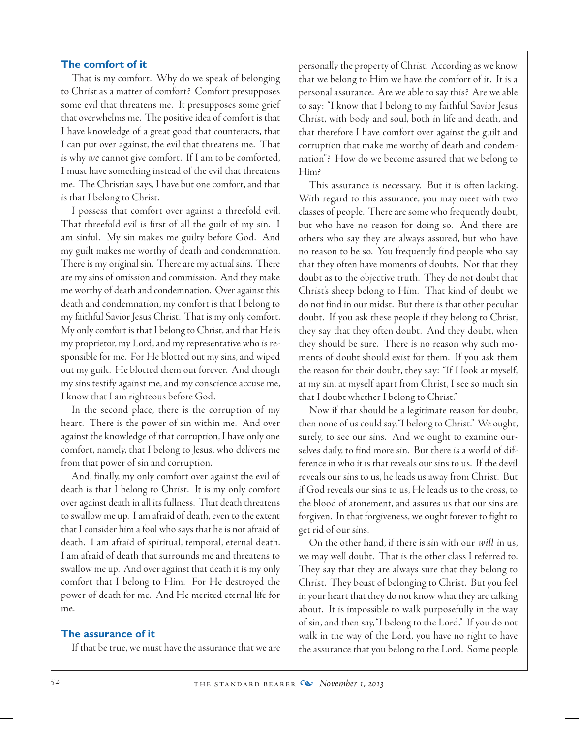### The comfort of it

That is my comfort. Why do we speak of belonging to Christ as a matter of comfort? Comfort presupposes some evil that threatens me. It presupposes some grief that overwhelms me. The positive idea of comfort is that I have knowledge of a great good that counteracts, that I can put over against, the evil that threatens me. That is why *we* cannot give comfort. If I am to be comforted, I must have something instead of the evil that threatens me. The Christian says, I have but one comfort, and that is that I belong to Christ.

I possess that comfort over against a threefold evil. That threefold evil is first of all the guilt of my sin. I am sinful. My sin makes me guilty before God. And my guilt makes me worthy of death and condemnation. There is my original sin. There are my actual sins. There are my sins of omission and commission. And they make me worthy of death and condemnation. Over against this death and condemnation, my comfort is that I belong to my faithful Savior Jesus Christ. That is my only comfort. My only comfort is that I belong to Christ, and that He is my proprietor, my Lord, and my representative who is responsible for me. For He blotted out my sins, and wiped out my guilt. He blotted them out forever. And though my sins testify against me, and my conscience accuse me, I know that I am righteous before God.

In the second place, there is the corruption of my heart. There is the power of sin within me. And over against the knowledge of that corruption, I have only one comfort, namely, that I belong to Jesus, who delivers me from that power of sin and corruption.

And, finally, my only comfort over against the evil of death is that I belong to Christ. It is my only comfort over against death in all its fullness. That death threatens to swallow me up. I am afraid of death, even to the extent that I consider him a fool who says that he is not afraid of death. I am afraid of spiritual, temporal, eternal death. I am afraid of death that surrounds me and threatens to swallow me up. And over against that death it is my only comfort that I belong to Him. For He destroyed the power of death for me. And He merited eternal life for me.

### The assurance of it

If that be true, we must have the assurance that we are personally the property of Christ. According as we know that we belong to Him we have the comfort of it. It is a personal assurance. Are we able to say this? Are we able to say: "I know that I belong to my faithful Savior Jesus Christ, with body and soul, both in life and death, and that therefore I have comfort over against the guilt and corruption that make me worthy of death and condemnation"? How do we become assured that we belong to Him?

This assurance is necessary. But it is often lacking. With regard to this assurance, you may meet with two classes of people. There are some who frequently doubt, but who have no reason for doing so. And there are others who say they are always assured, but who have no reason to be so. You frequently find people who say that they often have moments of doubts. Not that they doubt as to the objective truth. They do not doubt that Christ's sheep belong to Him. That kind of doubt we do not find in our midst. But there is that other peculiar doubt. If you ask these people if they belong to Christ, they say that they often doubt. And they doubt, when they should be sure. There is no reason why such moments of doubt should exist for them. If you ask them the reason for their doubt, they say: "If I look at myself, at my sin, at myself apart from Christ, I see so much sin that I doubt whether I belong to Christ."

Now if that should be a legitimate reason for doubt, then none of us could say, "I belong to Christ." We ought, surely, to see our sins. And we ought to examine ourselves daily, to find more sin. But there is a world of difference in who it is that reveals our sins to us. If the devil reveals our sins to us, he leads us away from Christ. But if God reveals our sins to us, He leads us to the cross, to the blood of atonement, and assures us that our sins are forgiven. In that forgiveness, we ought forever to fight to get rid of our sins.

On the other hand, if there is sin with our *will* in us, we may well doubt. That is the other class I referred to. They say that they are always sure that they belong to Christ. They boast of belonging to Christ. But you feel in your heart that they do not know what they are talking about. It is impossible to walk purposefully in the way of sin, and then say, "I belong to the Lord." If you do not walk in the way of the Lord, you have no right to have the assurance that you belong to the Lord. Some people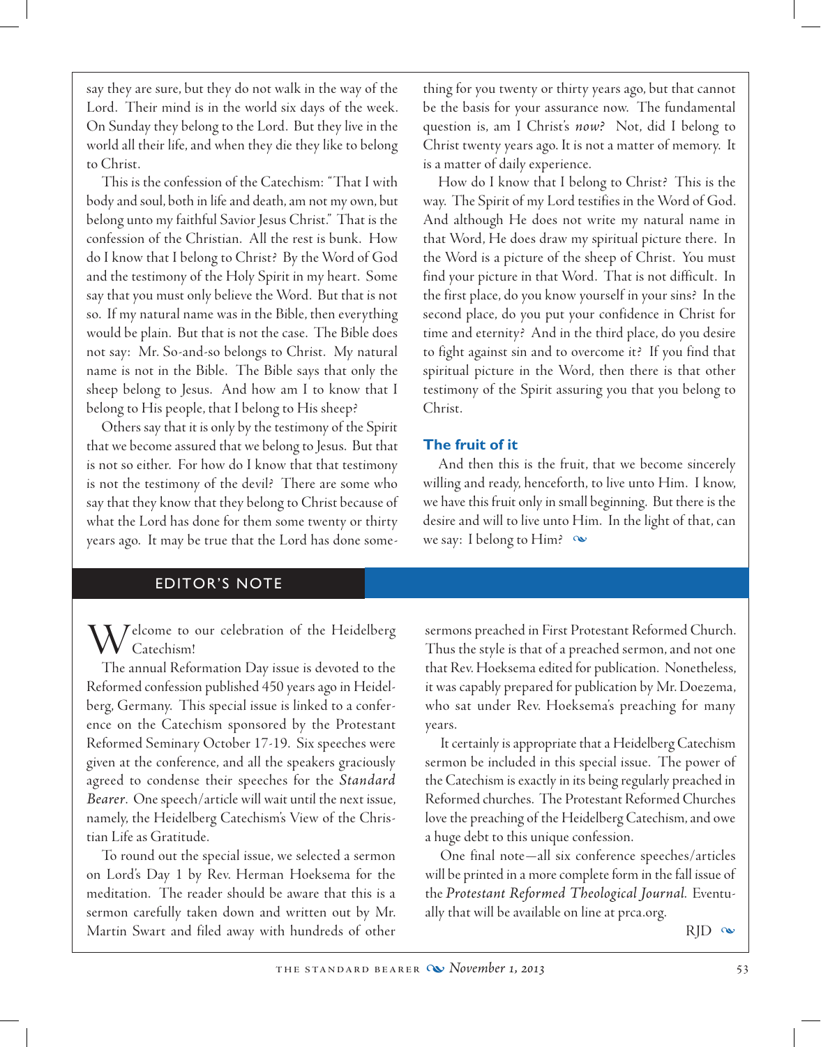say they are sure, but they do not walk in the way of the Lord. Their mind is in the world six days of the week. On Sunday they belong to the Lord. But they live in the world all their life, and when they die they like to belong to Christ.

This is the confession of the Catechism: "That I with body and soul, both in life and death, am not my own, but belong unto my faithful Savior Jesus Christ." That is the confession of the Christian. All the rest is bunk. How do I know that I belong to Christ? By the Word of God and the testimony of the Holy Spirit in my heart. Some say that you must only believe the Word. But that is not so. If my natural name was in the Bible, then everything would be plain. But that is not the case. The Bible does not say: Mr. So-and-so belongs to Christ. My natural name is not in the Bible. The Bible says that only the sheep belong to Jesus. And how am I to know that I belong to His people, that I belong to His sheep?

Others say that it is only by the testimony of the Spirit that we become assured that we belong to Jesus. But that is not so either. For how do I know that that testimony is not the testimony of the devil? There are some who say that they know that they belong to Christ because of what the Lord has done for them some twenty or thirty years ago. It may be true that the Lord has done something for you twenty or thirty years ago, but that cannot be the basis for your assurance now. The fundamental question is, am I Christ's *now?* Not, did I belong to Christ twenty years ago. It is not a matter of memory. It is a matter of daily experience.

How do I know that I belong to Christ? This is the way. The Spirit of my Lord testifies in the Word of God. And although He does not write my natural name in that Word, He does draw my spiritual picture there. In the Word is a picture of the sheep of Christ. You must find your picture in that Word. That is not difficult. In the first place, do you know yourself in your sins? In the second place, do you put your confidence in Christ for time and eternity? And in the third place, do you desire to fight against sin and to overcome it? If you find that spiritual picture in the Word, then there is that other testimony of the Spirit assuring you that you belong to Christ.

### The fruit of it

And then this is the fruit, that we become sincerely willing and ready, henceforth, to live unto Him. I know, we have this fruit only in small beginning. But there is the desire and will to live unto Him. In the light of that, can we say: I belong to Him?

## EDITOR'S NOTE

Welcome to our celebration of the Heidelberg Catechism!

The annual Reformation Day issue is devoted to the Reformed confession published 450 years ago in Heidelberg, Germany. This special issue is linked to a conference on the Catechism sponsored by the Protestant Reformed Seminary October 17-19. Six speeches were given at the conference, and all the speakers graciously agreed to condense their speeches for the *Standard Bearer*. One speech/article will wait until the next issue, namely, the Heidelberg Catechism's View of the Christian Life as Gratitude.

To round out the special issue, we selected a sermon on Lord's Day 1 by Rev. Herman Hoeksema for the meditation. The reader should be aware that this is a sermon carefully taken down and written out by Mr. Martin Swart and filed away with hundreds of other sermons preached in First Protestant Reformed Church. Thus the style is that of a preached sermon, and not one that Rev. Hoeksema edited for publication. Nonetheless, it was capably prepared for publication by Mr. Doezema, who sat under Rev. Hoeksema's preaching for many years.

It certainly is appropriate that a Heidelberg Catechism sermon be included in this special issue. The power of the Catechism is exactly in its being regularly preached in Reformed churches. The Protestant Reformed Churches love the preaching of the Heidelberg Catechism, and owe a huge debt to this unique confession.

One final note—all six conference speeches/articles will be printed in a more complete form in the fall issue of the *Protestant Reformed Theological Journal.* Eventually that will be available on line at prca.org.

RJD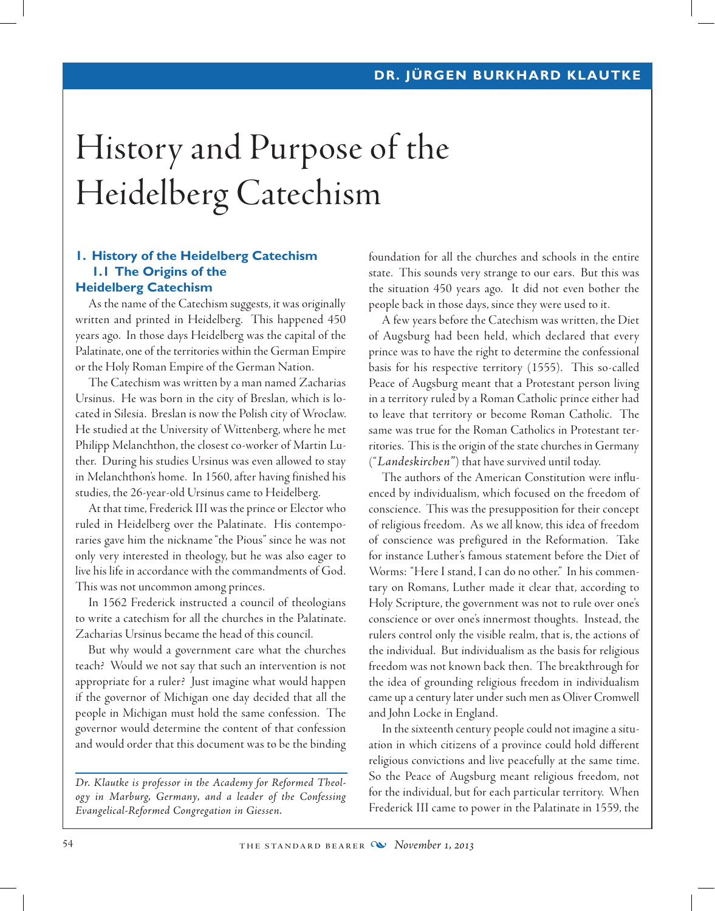**DR. JÜRGEN BURKHARD KLAUTKE**

# History and Purpose of the Heidelberg Catechism

## 1. History of the Heidelberg Catechism

### 1.1 The Origins of the Heidelberg Catechism

As the name of the Catechism suggests, it was originally written and printed in Heidelberg. This happened 450 years ago. In those days Heidelberg was the capital of the Palatinate, one of the territories within the German Empire or the Holy Roman Empire of the German Nation.

The Catechism was written by a man named Zacharias Ursinus. He was born in the city of Breslan, which is located in Silesia. Breslan is now the Polish city of Wroclaw. He studied at the University of Wittenberg, where he met Philipp Melanchthon, the closest co-worker of Martin Luther. During his studies Ursinus was even allowed to stay in Melanchthon's home. In 1560, after having finished his studies, the 26-year-old Ursinus came to Heidelberg.

At that time, Frederick III was the prince or Elector who ruled in Heidelberg over the Palatinate. His contemporaries gave him the nickname "the Pious" since he was not only very interested in theology, but he was also eager to live his life in accordance with the commandments of God. This was not uncommon among princes.

In 1562 Frederick instructed a council of theologians to write a catechism for all the churches in the Palatinate. Zacharias Ursinus became the head of this council.

But why would a government care what the churches teach? Would we not say that such an intervention is not appropriate for a ruler? Just imagine what would happen if the governor of Michigan one day decided that all the people in Michigan must hold the same confession. The governor would determine the content of that confession and would order that this document was to be the binding foundation for all the churches and schools in the entire state. This sounds very strange to our ears. But this was the situation 450 years ago. It did not even bother the people back in those days, since they were used to it.

A few years before the Catechism was written, the Diet of Augsburg had been held, which declared that every prince was to have the right to determine the confessional basis for his respective territory (1555). This so-called Peace of Augsburg meant that a Protestant person living in a territory ruled by a Roman Catholic prince either had to leave that territory or become Roman Catholic. The same was true for the Roman Catholics in Protestant territories. This is the origin of the state churches in Germany ("*Landeskirchen*") that have survived until today.

The authors of the American Constitution were influenced by individualism, which focused on the freedom of conscience. This was the presupposition for their concept of religious freedom. As we all know, this idea of freedom of conscience was prefigured in the Reformation. Take for instance Luther's famous statement before the Diet of Worms: "Here I stand, I can do no other." In his commentary on Romans, Luther made it clear that, according to Holy Scripture, the government was not to rule over one's conscience or over one's innermost thoughts. Instead, the rulers control only the visible realm, that is, the actions of the individual. But individualism as the basis for religious freedom was not known back then. The breakthrough for the idea of grounding religious freedom in individualism came up a century later under such men as Oliver Cromwell and John Locke in England.

In the sixteenth century people could not imagine a situation in which citizens of a province could hold different religious convictions and live peacefully at the same time. So the Peace of Augsburg meant religious freedom, not for the individual, but for each particular territory. When Frederick III came to power in the Palatinate in 1559, the

*Dr. Klautke is professor in the Academy for Reformed Theology in Marburg, Germany, and a leader of the Confessing Evangelical-Reformed Congregation in Giessen.*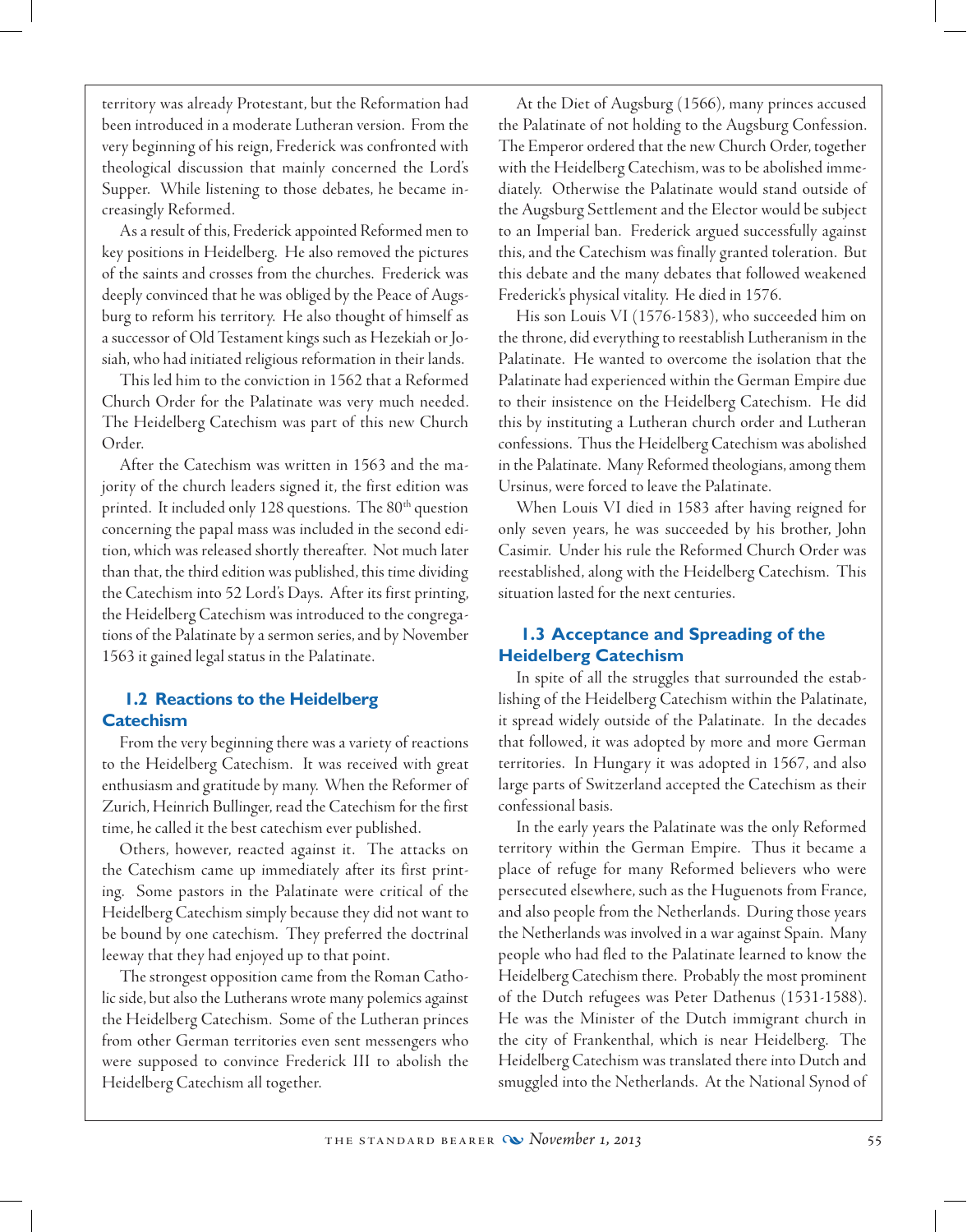territory was already Protestant, but the Reformation had been introduced in a moderate Lutheran version. From the very beginning of his reign, Frederick was confronted with theological discussion that mainly concerned the Lord's Supper. While listening to those debates, he became increasingly Reformed.

As a result of this, Frederick appointed Reformed men to key positions in Heidelberg. He also removed the pictures of the saints and crosses from the churches. Frederick was deeply convinced that he was obliged by the Peace of Augsburg to reform his territory. He also thought of himself as a successor of Old Testament kings such as Hezekiah or Josiah, who had initiated religious reformation in their lands.

This led him to the conviction in 1562 that a Reformed Church Order for the Palatinate was very much needed. The Heidelberg Catechism was part of this new Church Order.

After the Catechism was written in 1563 and the majority of the church leaders signed it, the first edition was printed. It included only 128 questions. The 80th question concerning the papal mass was included in the second edition, which was released shortly thereafter. Not much later than that, the third edition was published, this time dividing the Catechism into 52 Lord's Days. After its first printing, the Heidelberg Catechism was introduced to the congregations of the Palatinate by a sermon series, and by November 1563 it gained legal status in the Palatinate.

## 1.2 Reactions to the Heidelberg Catechism

From the very beginning there was a variety of reactions to the Heidelberg Catechism. It was received with great enthusiasm and gratitude by many. When the Reformer of Zurich, Heinrich Bullinger, read the Catechism for the first time, he called it the best catechism ever published.

Others, however, reacted against it. The attacks on the Catechism came up immediately after its first printing. Some pastors in the Palatinate were critical of the Heidelberg Catechism simply because they did not want to be bound by one catechism. They preferred the doctrinal leeway that they had enjoyed up to that point.

The strongest opposition came from the Roman Catholic side, but also the Lutherans wrote many polemics against the Heidelberg Catechism. Some of the Lutheran princes from other German territories even sent messengers who were supposed to convince Frederick III to abolish the Heidelberg Catechism all together.

At the Diet of Augsburg (1566), many princes accused the Palatinate of not holding to the Augsburg Confession. The Emperor ordered that the new Church Order, together with the Heidelberg Catechism, was to be abolished immediately. Otherwise the Palatinate would stand outside of the Augsburg Settlement and the Elector would be subject to an Imperial ban. Frederick argued successfully against this, and the Catechism was finally granted toleration. But this debate and the many debates that followed weakened Frederick's physical vitality. He died in 1576.

His son Louis VI (1576-1583), who succeeded him on the throne, did everything to reestablish Lutheranism in the Palatinate. He wanted to overcome the isolation that the Palatinate had experienced within the German Empire due to their insistence on the Heidelberg Catechism. He did this by instituting a Lutheran church order and Lutheran confessions. Thus the Heidelberg Catechism was abolished in the Palatinate. Many Reformed theologians, among them Ursinus, were forced to leave the Palatinate.

When Louis VI died in 1583 after having reigned for only seven years, he was succeeded by his brother, John Casimir. Under his rule the Reformed Church Order was reestablished, along with the Heidelberg Catechism. This situation lasted for the next centuries.

## 1.3 Acceptance and Spreading of the Heidelberg Catechism

In spite of all the struggles that surrounded the establishing of the Heidelberg Catechism within the Palatinate, it spread widely outside of the Palatinate. In the decades that followed, it was adopted by more and more German territories. In Hungary it was adopted in 1567, and also large parts of Switzerland accepted the Catechism as their confessional basis.

In the early years the Palatinate was the only Reformed territory within the German Empire. Thus it became a place of refuge for many Reformed believers who were persecuted elsewhere, such as the Huguenots from France, and also people from the Netherlands. During those years the Netherlands was involved in a war against Spain. Many people who had fled to the Palatinate learned to know the Heidelberg Catechism there. Probably the most prominent of the Dutch refugees was Peter Dathenus (1531-1588). He was the Minister of the Dutch immigrant church in the city of Frankenthal, which is near Heidelberg. The Heidelberg Catechism was translated there into Dutch and smuggled into the Netherlands. At the National Synod of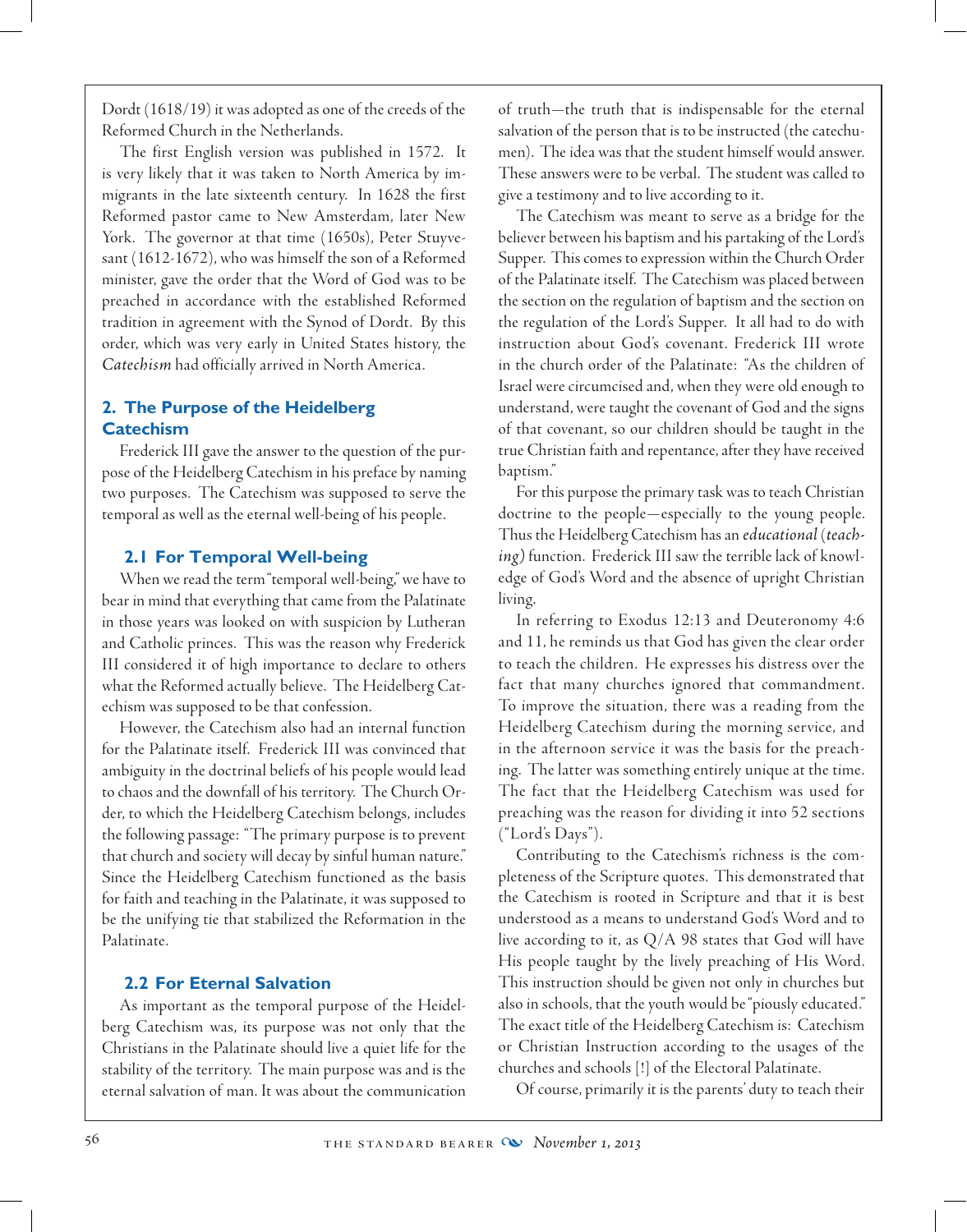Dordt (1618/19) it was adopted as one of the creeds of the Reformed Church in the Netherlands.

The first English version was published in 1572. It is very likely that it was taken to North America by immigrants in the late sixteenth century. In 1628 the first Reformed pastor came to New Amsterdam, later New York. The governor at that time (1650s), Peter Stuyvesant (1612-1672), who was himself the son of a Reformed minister, gave the order that the Word of God was to be preached in accordance with the established Reformed tradition in agreement with the Synod of Dordt. By this order, which was very early in United States history, the *Catechism* had officially arrived in North America.

## 2. The Purpose of the Heidelberg Catechism

Frederick III gave the answer to the question of the purpose of the Heidelberg Catechism in his preface by naming two purposes. The Catechism was supposed to serve the temporal as well as the eternal well-being of his people.

### 2.1 For Temporal Well-being

When we read the term "temporal well-being," we have to bear in mind that everything that came from the Palatinate in those years was looked on with suspicion by Lutheran and Catholic princes. This was the reason why Frederick III considered it of high importance to declare to others what the Reformed actually believe. The Heidelberg Catechism was supposed to be that confession.

However, the Catechism also had an internal function for the Palatinate itself. Frederick III was convinced that ambiguity in the doctrinal beliefs of his people would lead to chaos and the downfall of his territory. The Church Order, to which the Heidelberg Catechism belongs, includes the following passage: "The primary purpose is to prevent that church and society will decay by sinful human nature." Since the Heidelberg Catechism functioned as the basis for faith and teaching in the Palatinate, it was supposed to be the unifying tie that stabilized the Reformation in the Palatinate.

### 2.2 For Eternal Salvation

As important as the temporal purpose of the Heidelberg Catechism was, its purpose was not only that the Christians in the Palatinate should live a quiet life for the stability of the territory. The main purpose was and is the eternal salvation of man. It was about the communication of truth—the truth that is indispensable for the eternal salvation of the person that is to be instructed (the catechumen). The idea was that the student himself would answer. These answers were to be verbal. The student was called to give a testimony and to live according to it.

The Catechism was meant to serve as a bridge for the believer between his baptism and his partaking of the Lord's Supper. This comes to expression within the Church Order of the Palatinate itself. The Catechism was placed between the section on the regulation of baptism and the section on the regulation of the Lord's Supper. It all had to do with instruction about God's covenant. Frederick III wrote in the church order of the Palatinate: "As the children of Israel were circumcised and, when they were old enough to understand, were taught the covenant of God and the signs of that covenant, so our children should be taught in the true Christian faith and repentance, after they have received baptism."

For this purpose the primary task was to teach Christian doctrine to the people—especially to the young people. Thus the Heidelberg Catechism has an *educational* (*teaching*) function. Frederick III saw the terrible lack of knowledge of God's Word and the absence of upright Christian living.

In referring to Exodus 12:13 and Deuteronomy 4:6 and 11, he reminds us that God has given the clear order to teach the children. He expresses his distress over the fact that many churches ignored that commandment. To improve the situation, there was a reading from the Heidelberg Catechism during the morning service, and in the afternoon service it was the basis for the preaching. The latter was something entirely unique at the time. The fact that the Heidelberg Catechism was used for preaching was the reason for dividing it into 52 sections ("Lord's Days").

Contributing to the Catechism's richness is the completeness of the Scripture quotes. This demonstrated that the Catechism is rooted in Scripture and that it is best understood as a means to understand God's Word and to live according to it, as Q/A 98 states that God will have His people taught by the lively preaching of His Word. This instruction should be given not only in churches but also in schools, that the youth would be "piously educated." The exact title of the Heidelberg Catechism is: Catechism or Christian Instruction according to the usages of the churches and schools [!] of the Electoral Palatinate.

Of course, primarily it is the parents' duty to teach their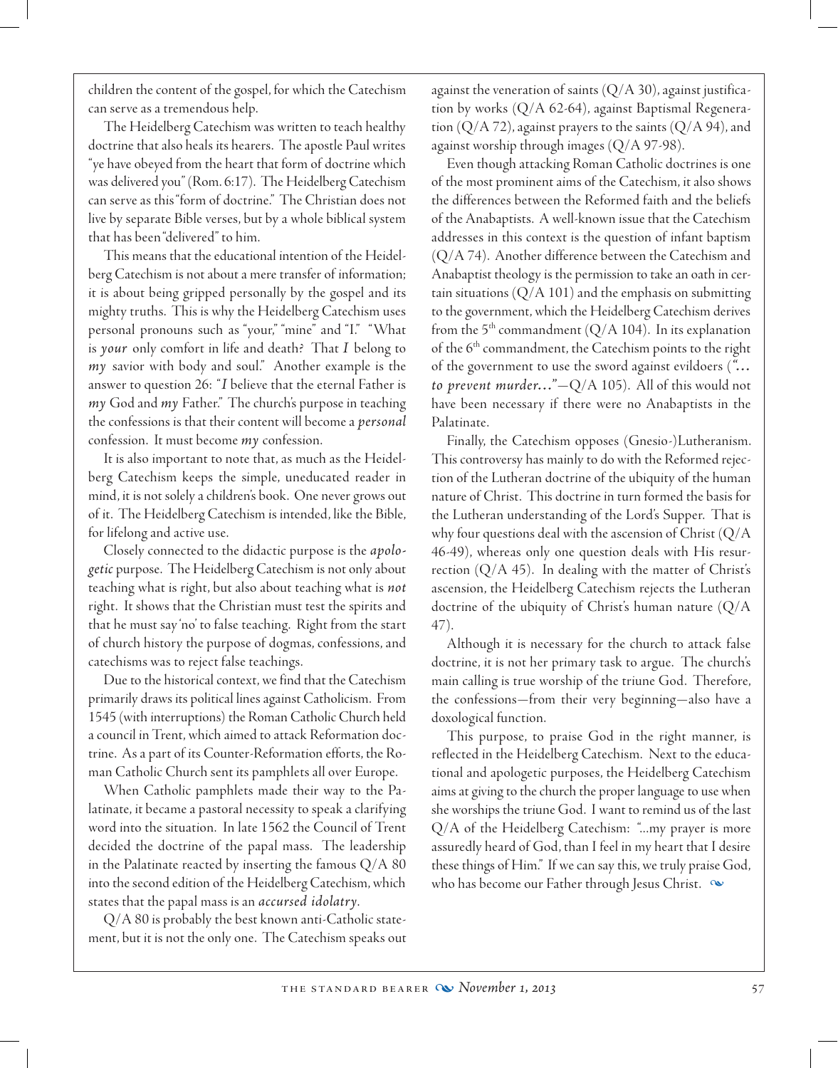children the content of the gospel, for which the Catechism can serve as a tremendous help.

The Heidelberg Catechism was written to teach healthy doctrine that also heals its hearers. The apostle Paul writes "ye have obeyed from the heart that form of doctrine which was delivered you" (Rom. 6:17). The Heidelberg Catechism can serve as this "form of doctrine." The Christian does not live by separate Bible verses, but by a whole biblical system that has been "delivered" to him.

This means that the educational intention of the Heidelberg Catechism is not about a mere transfer of information; it is about being gripped personally by the gospel and its mighty truths. This is why the Heidelberg Catechism uses personal pronouns such as "your," "mine" and "I." "What is *your* only comfort in life and death? That *I* belong to *my* savior with body and soul." Another example is the answer to question 26: "*I* believe that the eternal Father is *my* God and *my* Father." The church's purpose in teaching the confessions is that their content will become a *personal* confession. It must become *my* confession.

It is also important to note that, as much as the Heidelberg Catechism keeps the simple, uneducated reader in mind, it is not solely a children's book. One never grows out of it. The Heidelberg Catechism is intended, like the Bible, for lifelong and active use.

Closely connected to the didactic purpose is the *apologetic* purpose. The Heidelberg Catechism is not only about teaching what is right, but also about teaching what is *not* right. It shows that the Christian must test the spirits and that he must say 'no' to false teaching. Right from the start of church history the purpose of dogmas, confessions, and catechisms was to reject false teachings.

Due to the historical context, we find that the Catechism primarily draws its political lines against Catholicism. From 1545 (with interruptions) the Roman Catholic Church held a council in Trent, which aimed to attack Reformation doctrine. As a part of its Counter-Reformation efforts, the Roman Catholic Church sent its pamphlets all over Europe.

When Catholic pamphlets made their way to the Palatinate, it became a pastoral necessity to speak a clarifying word into the situation. In late 1562 the Council of Trent decided the doctrine of the papal mass. The leadership in the Palatinate reacted by inserting the famous Q/A 80 into the second edition of the Heidelberg Catechism, which states that the papal mass is an *accursed idolatry*.

Q/A 80 is probably the best known anti-Catholic statement, but it is not the only one. The Catechism speaks out against the veneration of saints (Q/A 30), against justification by works (Q/A 62-64), against Baptismal Regeneration (Q/A 72), against prayers to the saints (Q/A 94), and against worship through images (Q/A 97-98).

Even though attacking Roman Catholic doctrines is one of the most prominent aims of the Catechism, it also shows the differences between the Reformed faith and the beliefs of the Anabaptists. A well-known issue that the Catechism addresses in this context is the question of infant baptism (Q/A 74). Another difference between the Catechism and Anabaptist theology is the permission to take an oath in certain situations (Q/A 101) and the emphasis on submitting to the government, which the Heidelberg Catechism derives from the 5th commandment (Q/A 104). In its explanation of the 6th commandment, the Catechism points to the right of the government to use the sword against evildoers ("*...to prevent murder...*"—Q/A 105). All of this would not have been necessary if there were no Anabaptists in the Palatinate.

Finally, the Catechism opposes (Gnesio-)Lutheranism. This controversy has mainly to do with the Reformed rejection of the Lutheran doctrine of the ubiquity of the human nature of Christ. This doctrine in turn formed the basis for the Lutheran understanding of the Lord's Supper. That is why four questions deal with the ascension of Christ (Q/A 46-49), whereas only one question deals with His resurrection (Q/A 45). In dealing with the matter of Christ's ascension, the Heidelberg Catechism rejects the Lutheran doctrine of the ubiquity of Christ's human nature (Q/A 47).

Although it is necessary for the church to attack false doctrine, it is not her primary task to argue. The church's main calling is true worship of the triune God. Therefore, the confessions—from their very beginning—also have a doxological function.

This purpose, to praise God in the right manner, is reflected in the Heidelberg Catechism. Next to the educational and apologetic purposes, the Heidelberg Catechism aims at giving to the church the proper language to use when she worships the triune God. I want to remind us of the last Q/A of the Heidelberg Catechism: "...my prayer is more assuredly heard of God, than I feel in my heart that I desire these things of Him." If we can say this, we truly praise God, who has become our Father through Jesus Christ.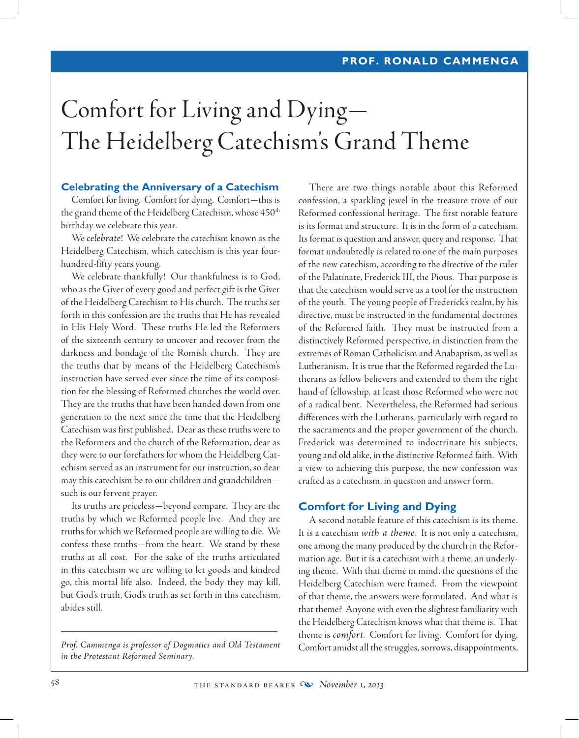PROF. RONALD CAMMENGA

# Comfort for Living and Dying— The Heidelberg Catechism's Grand Theme

## Celebrating the Anniversary of a Catechism

Comfort for living. Comfort for dying. Comfort—this is the grand theme of the Heidelberg Catechism, whose 450th birthday we celebrate this year.

We *celebrate*! We celebrate the catechism known as the Heidelberg Catechism, which catechism is this year four-hundred-fifty years young.

We celebrate thankfully! Our thankfulness is to God, who as the Giver of every good and perfect gift is the Giver of the Heidelberg Catechism to His church. The truths set forth in this confession are the truths that He has revealed in His Holy Word. These truths He led the Reformers of the sixteenth century to uncover and recover from the darkness and bondage of the Romish church. They are the truths that by means of the Heidelberg Catechism's instruction have served ever since the time of its composition for the blessing of Reformed churches the world over. They are the truths that have been handed down from one generation to the next since the time that the Heidelberg Catechism was first published. Dear as these truths were to the Reformers and the church of the Reformation, dear as they were to our forefathers for whom the Heidelberg Catechism served as an instrument for our instruction, so dear may this catechism be to our children and grandchildren—such is our fervent prayer.

Its truths are priceless—beyond compare. They are the truths by which we Reformed people live. And they are truths for which we Reformed people are willing to die. We confess these truths—from the heart. We stand by these truths at all cost. For the sake of the truths articulated in this catechism we are willing to let goods and kindred go, this mortal life also. Indeed, the body they may kill, but God's truth, God's truth as set forth in this catechism, abides still.

*Prof. Cammenga is professor of Dogmatics and Old Testament in the Protestant Reformed Seminary.*

There are two things notable about this Reformed confession, a sparkling jewel in the treasure trove of our Reformed confessional heritage. The first notable feature is its format and structure. It is in the form of a catechism. Its format is question and answer, query and response. That format undoubtedly is related to one of the main purposes of the new catechism, according to the directive of the ruler of the Palatinate, Frederick III, the Pious. That purpose is that the catechism would serve as a tool for the instruction of the youth. The young people of Frederick's realm, by his directive, must be instructed in the fundamental doctrines of the Reformed faith. They must be instructed from a distinctively Reformed perspective, in distinction from the extremes of Roman Catholicism and Anabaptism, as well as Lutheranism. It is true that the Reformed regarded the Lutherans as fellow believers and extended to them the right hand of fellowship, at least those Reformed who were not of a radical bent. Nevertheless, the Reformed had serious differences with the Lutherans, particularly with regard to the sacraments and the proper government of the church. Frederick was determined to indoctrinate his subjects, young and old alike, in the distinctive Reformed faith. With a view to achieving this purpose, the new confession was crafted as a catechism, in question and answer form.

## Comfort for Living and Dying

A second notable feature of this catechism is its theme. It is a catechism *with a theme*. It is not only a catechism, one among the many produced by the church in the Reformation age. But it is a catechism with a theme, an underlying theme. With that theme in mind, the questions of the Heidelberg Catechism were framed. From the viewpoint of that theme, the answers were formulated. And what is that theme? Anyone with even the slightest familiarity with the Heidelberg Catechism knows what that theme is. That theme is *comfort*. Comfort for living. Comfort for dying. Comfort amidst all the struggles, sorrows, disappointments,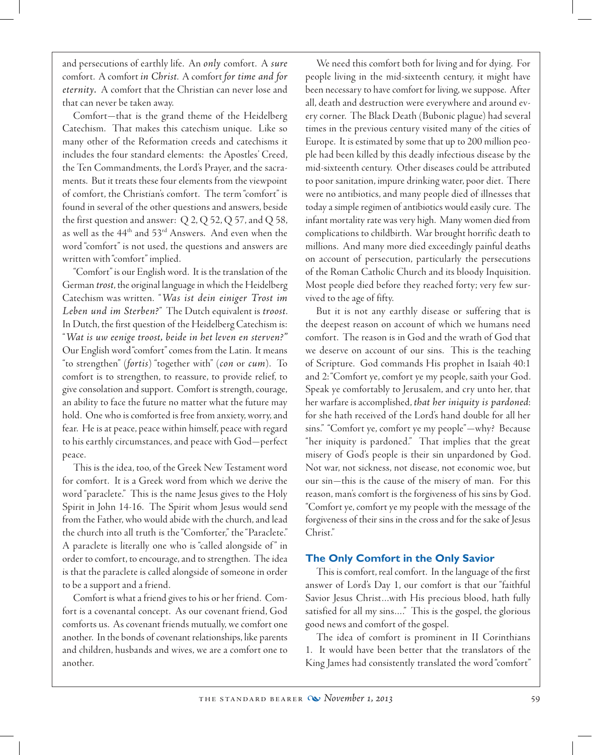and persecutions of earthly life. An *only* comfort. A *sure* comfort. A comfort *in Christ*. A comfort *for time and for eternity*. A comfort that the Christian can never lose and that can never be taken away.

Comfort—that is the grand theme of the Heidelberg Catechism. That makes this catechism unique. Like so many other of the Reformation creeds and catechisms it includes the four standard elements: the Apostles' Creed, the Ten Commandments, the Lord's Prayer, and the sacraments. But it treats these four elements from the viewpoint of comfort, the Christian's comfort. The term "comfort" is found in several of the other questions and answers, beside the first question and answer: Q 2, Q 52, Q 57, and Q 58, as well as the 44th and 53rd Answers. And even when the word "comfort" is not used, the questions and answers are written with "comfort" implied.

"Comfort" is our English word. It is the translation of the German *trost*, the original language in which the Heidelberg Catechism was written. "*Was ist dein einiger Trost im Leben und im Sterben?*" The Dutch equivalent is *troost*. In Dutch, the first question of the Heidelberg Catechism is: "*Wat is uw eenige troost, beide in het leven en sterven?*" Our English word "comfort" comes from the Latin. It means "to strengthen" (*fortis*) "together with" (*con* or *cum*). To comfort is to strengthen, to reassure, to provide relief, to give consolation and support. Comfort is strength, courage, an ability to face the future no matter what the future may hold. One who is comforted is free from anxiety, worry, and fear. He is at peace, peace within himself, peace with regard to his earthly circumstances, and peace with God—perfect peace.

This is the idea, too, of the Greek New Testament word for comfort. It is a Greek word from which we derive the word "paraclete." This is the name Jesus gives to the Holy Spirit in John 14-16. The Spirit whom Jesus would send from the Father, who would abide with the church, and lead the church into all truth is the "Comforter," the "Paraclete." A paraclete is literally one who is "called alongside of" in order to comfort, to encourage, and to strengthen. The idea is that the paraclete is called alongside of someone in order to be a support and a friend.

Comfort is what a friend gives to his or her friend. Comfort is a covenantal concept. As our covenant friend, God comforts us. As covenant friends mutually, we comfort one another. In the bonds of covenant relationships, like parents and children, husbands and wives, we are a comfort one to another.

We need this comfort both for living and for dying. For people living in the mid-sixteenth century, it might have been necessary to have comfort for living, we suppose. After all, death and destruction were everywhere and around every corner. The Black Death (Bubonic plague) had several times in the previous century visited many of the cities of Europe. It is estimated by some that up to 200 million people had been killed by this deadly infectious disease by the mid-sixteenth century. Other diseases could be attributed to poor sanitation, impure drinking water, poor diet. There were no antibiotics, and many people died of illnesses that today a simple regimen of antibiotics would easily cure. The infant mortality rate was very high. Many women died from complications to childbirth. War brought horrific death to millions. And many more died exceedingly painful deaths on account of persecution, particularly the persecutions of the Roman Catholic Church and its bloody Inquisition. Most people died before they reached forty; very few survived to the age of fifty.

But it is not any earthly disease or suffering that is the deepest reason on account of which we humans need comfort. The reason is in God and the wrath of God that we deserve on account of our sins. This is the teaching of Scripture. God commands His prophet in Isaiah 40:1 and 2: "Comfort ye, comfort ye my people, saith your God. Speak ye comfortably to Jerusalem, and cry unto her, that her warfare is accomplished, *that her iniquity is pardoned*: for she hath received of the Lord's hand double for all her sins." "Comfort ye, comfort ye my people"—why? Because "her iniquity is pardoned." That implies that the great misery of God's people is their sin unpardoned by God. Not war, not sickness, not disease, not economic woe, but our sin—this is the cause of the misery of man. For this reason, man's comfort is the forgiveness of his sins by God. "Comfort ye, comfort ye my people with the message of the forgiveness of their sins in the cross and for the sake of Jesus Christ."

## The Only Comfort in the Only Savior

This is comfort, real comfort. In the language of the first answer of Lord's Day 1, our comfort is that our "faithful Savior Jesus Christ...with His precious blood, hath fully satisfied for all my sins...." This is the gospel, the glorious good news and comfort of the gospel.

The idea of comfort is prominent in II Corinthians 1. It would have been better that the translators of the King James had consistently translated the word "comfort"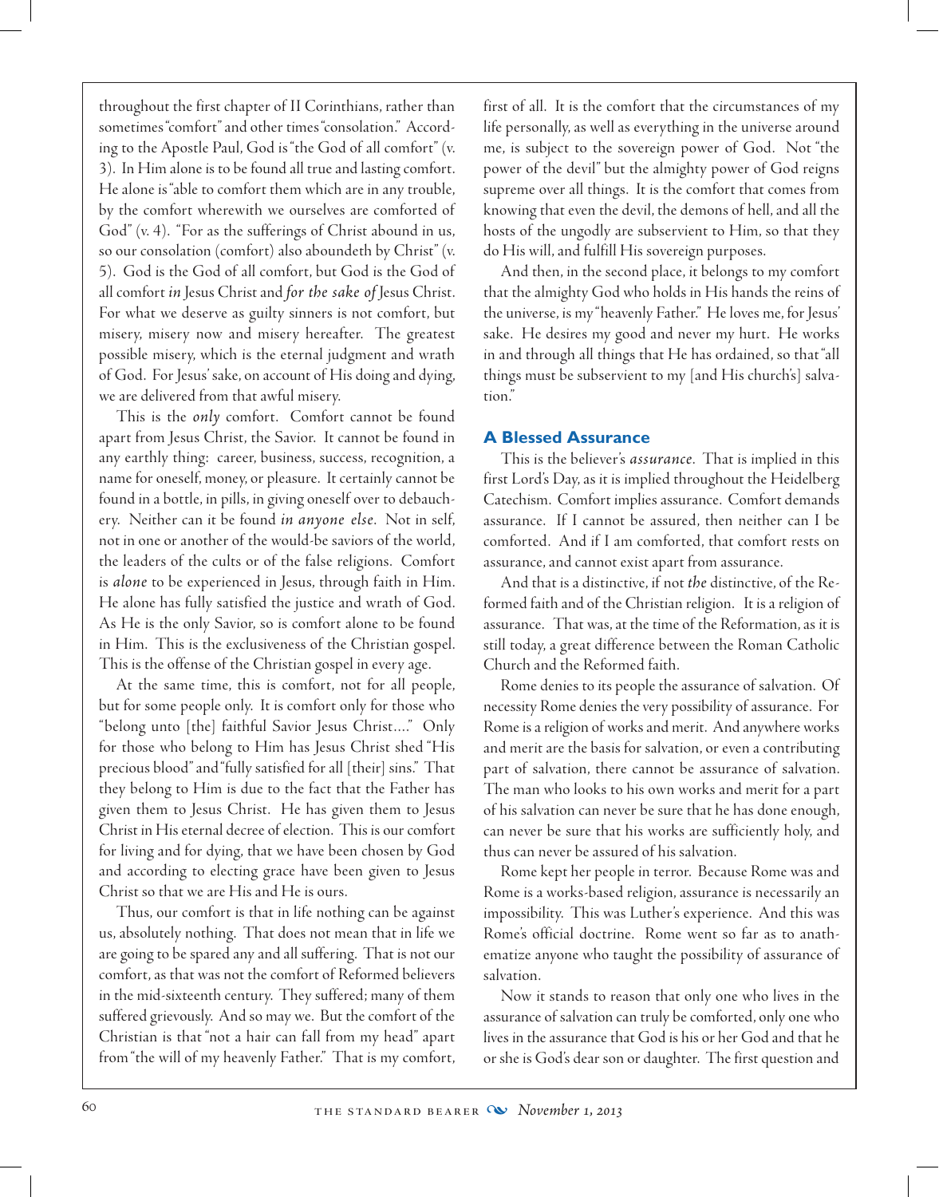throughout the first chapter of II Corinthians, rather than sometimes "comfort" and other times "consolation." According to the Apostle Paul, God is "the God of all comfort" (v. 3). In Him alone is to be found all true and lasting comfort. He alone is "able to comfort them which are in any trouble, by the comfort wherewith we ourselves are comforted of God" (v. 4). "For as the sufferings of Christ abound in us, so our consolation (comfort) also aboundeth by Christ" (v. 5). God is the God of all comfort, but God is the God of all comfort *in* Jesus Christ and *for the sake of* Jesus Christ. For what we deserve as guilty sinners is not comfort, but misery, misery now and misery hereafter. The greatest possible misery, which is the eternal judgment and wrath of God. For Jesus' sake, on account of His doing and dying, we are delivered from that awful misery.

This is the *only* comfort. Comfort cannot be found apart from Jesus Christ, the Savior. It cannot be found in any earthly thing: career, business, success, recognition, a name for oneself, money, or pleasure. It certainly cannot be found in a bottle, in pills, in giving oneself over to debauchery. Neither can it be found *in anyone else*. Not in self, not in one or another of the would-be saviors of the world, the leaders of the cults or of the false religions. Comfort is *alone* to be experienced in Jesus, through faith in Him. He alone has fully satisfied the justice and wrath of God. As He is the only Savior, so is comfort alone to be found in Him. This is the exclusiveness of the Christian gospel. This is the offense of the Christian gospel in every age.

At the same time, this is comfort, not for all people, but for some people only. It is comfort only for those who "belong unto [the] faithful Savior Jesus Christ...." Only for those who belong to Him has Jesus Christ shed "His precious blood" and "fully satisfied for all [their] sins." That they belong to Him is due to the fact that the Father has given them to Jesus Christ. He has given them to Jesus Christ in His eternal decree of election. This is our comfort for living and for dying, that we have been chosen by God and according to electing grace have been given to Jesus Christ so that we are His and He is ours.

Thus, our comfort is that in life nothing can be against us, absolutely nothing. That does not mean that in life we are going to be spared any and all suffering. That is not our comfort, as that was not the comfort of Reformed believers in the mid-sixteenth century. They suffered; many of them suffered grievously. And so may we. But the comfort of the Christian is that "not a hair can fall from my head" apart from "the will of my heavenly Father." That is my comfort, first of all. It is the comfort that the circumstances of my life personally, as well as everything in the universe around me, is subject to the sovereign power of God. Not "the power of the devil" but the almighty power of God reigns supreme over all things. It is the comfort that comes from knowing that even the devil, the demons of hell, and all the hosts of the ungodly are subservient to Him, so that they do His will, and fulfill His sovereign purposes.

And then, in the second place, it belongs to my comfort that the almighty God who holds in His hands the reins of the universe, is my "heavenly Father." He loves me, for Jesus' sake. He desires my good and never my hurt. He works in and through all things that He has ordained, so that "all things must be subservient to my [and His church's] salvation."

### A Blessed Assurance

This is the believer's *assurance*. That is implied in this first Lord's Day, as it is implied throughout the Heidelberg Catechism. Comfort implies assurance. Comfort demands assurance. If I cannot be assured, then neither can I be comforted. And if I am comforted, that comfort rests on assurance, and cannot exist apart from assurance.

And that is a distinctive, if not *the* distinctive, of the Reformed faith and of the Christian religion. It is a religion of assurance. That was, at the time of the Reformation, as it is still today, a great difference between the Roman Catholic Church and the Reformed faith.

Rome denies to its people the assurance of salvation. Of necessity Rome denies the very possibility of assurance. For Rome is a religion of works and merit. And anywhere works and merit are the basis for salvation, or even a contributing part of salvation, there cannot be assurance of salvation. The man who looks to his own works and merit for a part of his salvation can never be sure that he has done enough, can never be sure that his works are sufficiently holy, and thus can never be assured of his salvation.

Rome kept her people in terror. Because Rome was and Rome is a works-based religion, assurance is necessarily an impossibility. This was Luther's experience. And this was Rome's official doctrine. Rome went so far as to anathematize anyone who taught the possibility of assurance of salvation.

Now it stands to reason that only one who lives in the assurance of salvation can truly be comforted, only one who lives in the assurance that God is his or her God and that he or she is God's dear son or daughter. The first question and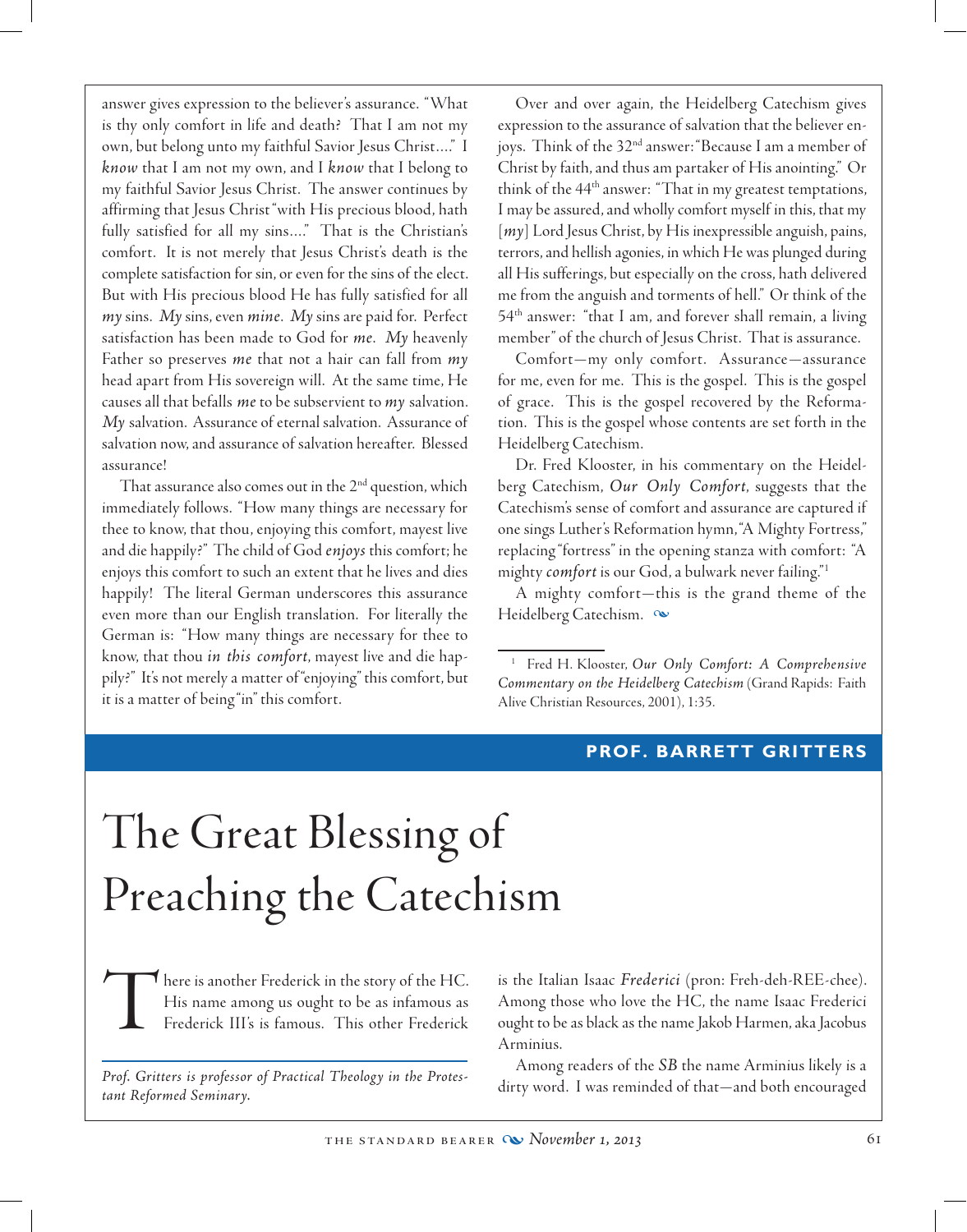answer gives expression to the believer's assurance. "What is thy only comfort in life and death? That I am not my own, but belong unto my faithful Savior Jesus Christ...." I *know* that I am not my own, and I *know* that I belong to my faithful Savior Jesus Christ. The answer continues by affirming that Jesus Christ "with His precious blood, hath fully satisfied for all my sins...." That is the Christian's comfort. It is not merely that Jesus Christ's death is the complete satisfaction for sin, or even for the sins of the elect. But with His precious blood He has fully satisfied for all *my* sins. *My* sins, even *mine*. *My* sins are paid for. Perfect satisfaction has been made to God for *me*. *My* heavenly Father so preserves *me* that not a hair can fall from *my* head apart from His sovereign will. At the same time, He causes all that befalls *me* to be subservient to *my* salvation. *My* salvation. Assurance of eternal salvation. Assurance of salvation now, and assurance of salvation hereafter. Blessed assurance!

That assurance also comes out in the 2nd question, which immediately follows. "How many things are necessary for thee to know, that thou, enjoying this comfort, mayest live and die happily?" The child of God *enjoys* this comfort; he enjoys this comfort to such an extent that he lives and dies happily! The literal German underscores this assurance even more than our English translation. For literally the German is: "How many things are necessary for thee to know, that thou *in this comfort*, mayest live and die happily?" It's not merely a matter of "enjoying" this comfort, but it is a matter of being "in" this comfort.

Over and over again, the Heidelberg Catechism gives expression to the assurance of salvation that the believer enjoys. Think of the 32nd answer: "Because I am a member of Christ by faith, and thus am partaker of His anointing." Or think of the 44th answer: "That in my greatest temptations, I may be assured, and wholly comfort myself in this, that my [*my*] Lord Jesus Christ, by His inexpressible anguish, pains, terrors, and hellish agonies, in which He was plunged during all His sufferings, but especially on the cross, hath delivered me from the anguish and torments of hell." Or think of the 54th answer: "that I am, and forever shall remain, a living member" of the church of Jesus Christ. That is assurance.

Comfort—my only comfort. Assurance—assurance for me, even for me. This is the gospel. This is the gospel of grace. This is the gospel recovered by the Reformation. This is the gospel whose contents are set forth in the Heidelberg Catechism.

Dr. Fred Klooster, in his commentary on the Heidelberg Catechism, *Our Only Comfort*, suggests that the Catechism's sense of comfort and assurance are captured if one sings Luther's Reformation hymn, "A Mighty Fortress," replacing "fortress" in the opening stanza with comfort: "A mighty *comfort* is our God, a bulwark never failing."[1]

A mighty comfort—this is the grand theme of the Heidelberg Catechism.

[1] Fred H. Klooster, *Our Only Comfort: A Comprehensive Commentary on the Heidelberg Catechism* (Grand Rapids: Faith Alive Christian Resources, 2001), 1:35.

**PROF. BARRETT GRITTERS**

# The Great Blessing of Preaching the Catechism

There is another Frederick in the story of the HC. His name among us ought to be as infamous as Frederick III's is famous. This other Frederick is the Italian Isaac *Frederici* (pron: Freh-deh-REE-chee). Among those who love the HC, the name Isaac Frederici ought to be as black as the name Jakob Harmen, aka Jacobus Arminius.

Among readers of the *SB* the name Arminius likely is a dirty word. I was reminded of that—and both encouraged

*Prof. Gritters is professor of Practical Theology in the Protestant Reformed Seminary.*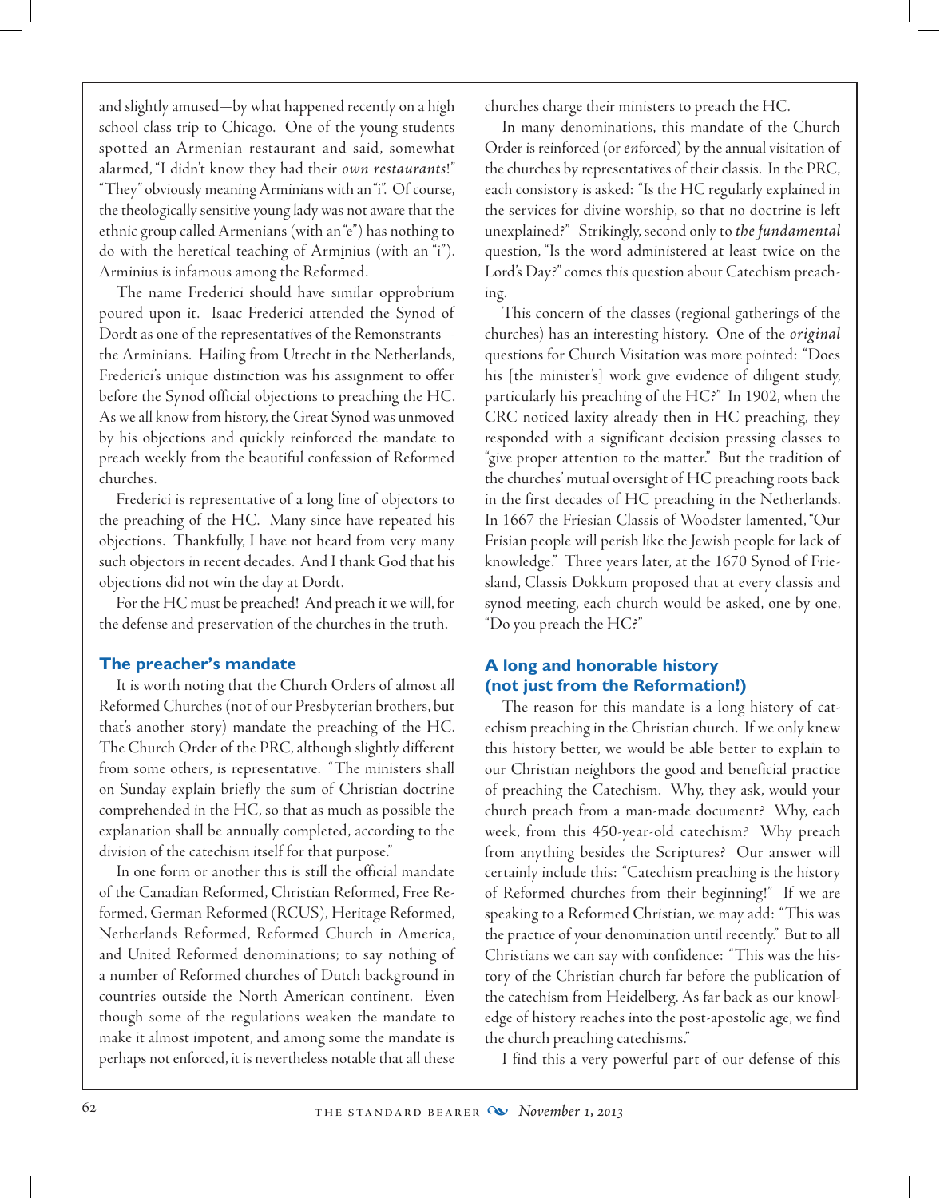and slightly amused—by what happened recently on a high school class trip to Chicago. One of the young students spotted an Armenian restaurant and said, somewhat alarmed, "I didn't know they had their *own restaurants*!" "They" obviously meaning Arminians with an "i". Of course, the theologically sensitive young lady was not aware that the ethnic group called Armenians (with an "e") has nothing to do with the heretical teaching of Arminius (with an "i"). Arminius is infamous among the Reformed.

The name Frederici should have similar opprobrium poured upon it. Isaac Frederici attended the Synod of Dordt as one of the representatives of the Remonstrants—the Arminians. Hailing from Utrecht in the Netherlands, Frederici's unique distinction was his assignment to offer before the Synod official objections to preaching the HC. As we all know from history, the Great Synod was unmoved by his objections and quickly reinforced the mandate to preach weekly from the beautiful confession of Reformed churches.

Frederici is representative of a long line of objectors to the preaching of the HC. Many since have repeated his objections. Thankfully, I have not heard from very many such objectors in recent decades. And I thank God that his objections did not win the day at Dordt.

For the HC must be preached! And preach it we will, for the defense and preservation of the churches in the truth.

### The preacher's mandate

It is worth noting that the Church Orders of almost all Reformed Churches (not of our Presbyterian brothers, but that's another story) mandate the preaching of the HC. The Church Order of the PRC, although slightly different from some others, is representative. "The ministers shall on Sunday explain briefly the sum of Christian doctrine comprehended in the HC, so that as much as possible the explanation shall be annually completed, according to the division of the catechism itself for that purpose."

In one form or another this is still the official mandate of the Canadian Reformed, Christian Reformed, Free Reformed, German Reformed (RCUS), Heritage Reformed, Netherlands Reformed, Reformed Church in America, and United Reformed denominations; to say nothing of a number of Reformed churches of Dutch background in countries outside the North American continent. Even though some of the regulations weaken the mandate to make it almost impotent, and among some the mandate is perhaps not enforced, it is nevertheless notable that all these churches charge their ministers to preach the HC.

In many denominations, this mandate of the Church Order is reinforced (or *en*forced) by the annual visitation of the churches by representatives of their classis. In the PRC, each consistory is asked: "Is the HC regularly explained in the services for divine worship, so that no doctrine is left unexplained?" Strikingly, second only to *the fundamental* question, "Is the word administered at least twice on the Lord's Day?" comes this question about Catechism preaching.

This concern of the classes (regional gatherings of the churches) has an interesting history. One of the *original* questions for Church Visitation was more pointed: "Does his [the minister's] work give evidence of diligent study, particularly his preaching of the HC?" In 1902, when the CRC noticed laxity already then in HC preaching, they responded with a significant decision pressing classes to "give proper attention to the matter." But the tradition of the churches' mutual oversight of HC preaching roots back in the first decades of HC preaching in the Netherlands. In 1667 the Friesian Classis of Woodster lamented, "Our Frisian people will perish like the Jewish people for lack of knowledge." Three years later, at the 1670 Synod of Friesland, Classis Dokkum proposed that at every classis and synod meeting, each church would be asked, one by one, "Do you preach the HC?"

### A long and honorable history (not just from the Reformation!)

The reason for this mandate is a long history of catechism preaching in the Christian church. If we only knew this history better, we would be able better to explain to our Christian neighbors the good and beneficial practice of preaching the Catechism. Why, they ask, would your church preach from a man-made document? Why, each week, from this 450-year-old catechism? Why preach from anything besides the Scriptures? Our answer will certainly include this: "Catechism preaching is the history of Reformed churches from their beginning!" If we are speaking to a Reformed Christian, we may add: "This was the practice of your denomination until recently." But to all Christians we can say with confidence: "This was the history of the Christian church far before the publication of the catechism from Heidelberg. As far back as our knowledge of history reaches into the post-apostolic age, we find the church preaching catechisms."

I find this a very powerful part of our defense of this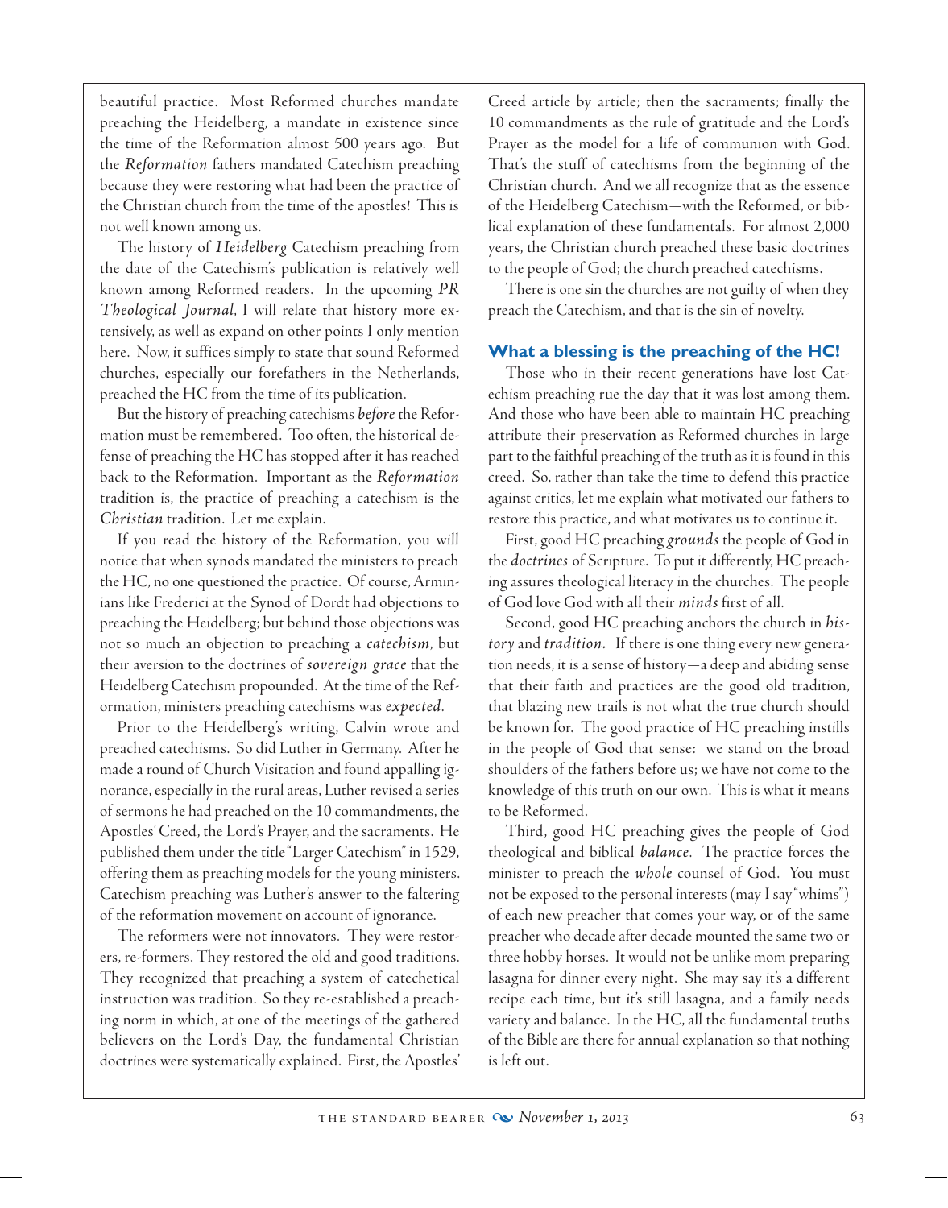beautiful practice. Most Reformed churches mandate preaching the Heidelberg, a mandate in existence since the time of the Reformation almost 500 years ago. But the *Reformation* fathers mandated Catechism preaching because they were restoring what had been the practice of the Christian church from the time of the apostles! This is not well known among us.

The history of *Heidelberg* Catechism preaching from the date of the Catechism's publication is relatively well known among Reformed readers. In the upcoming *PR Theological Journal*, I will relate that history more extensively, as well as expand on other points I only mention here. Now, it suffices simply to state that sound Reformed churches, especially our forefathers in the Netherlands, preached the HC from the time of its publication.

But the history of preaching catechisms *before* the Reformation must be remembered. Too often, the historical defense of preaching the HC has stopped after it has reached back to the Reformation. Important as the *Reformation* tradition is, the practice of preaching a catechism is the *Christian* tradition. Let me explain.

If you read the history of the Reformation, you will notice that when synods mandated the ministers to preach the HC, no one questioned the practice. Of course, Arminians like Frederici at the Synod of Dordt had objections to preaching the Heidelberg; but behind those objections was not so much an objection to preaching a *catechism*, but their aversion to the doctrines of *sovereign grace* that the Heidelberg Catechism propounded. At the time of the Reformation, ministers preaching catechisms was *expected*.

Prior to the Heidelberg's writing, Calvin wrote and preached catechisms. So did Luther in Germany. After he made a round of Church Visitation and found appalling ignorance, especially in the rural areas, Luther revised a series of sermons he had preached on the 10 commandments, the Apostles' Creed, the Lord's Prayer, and the sacraments. He published them under the title "Larger Catechism" in 1529, offering them as preaching models for the young ministers. Catechism preaching was Luther's answer to the faltering of the reformation movement on account of ignorance.

The reformers were not innovators. They were restorers, re-formers. They restored the old and good traditions. They recognized that preaching a system of catechetical instruction was tradition. So they re-established a preaching norm in which, at one of the meetings of the gathered believers on the Lord's Day, the fundamental Christian doctrines were systematically explained. First, the Apostles' Creed article by article; then the sacraments; finally the 10 commandments as the rule of gratitude and the Lord's Prayer as the model for a life of communion with God. That's the stuff of catechisms from the beginning of the Christian church. And we all recognize that as the essence of the Heidelberg Catechism—with the Reformed, or biblical explanation of these fundamentals. For almost 2,000 years, the Christian church preached these basic doctrines to the people of God; the church preached catechisms.

There is one sin the churches are not guilty of when they preach the Catechism, and that is the sin of novelty.

## What a blessing is the preaching of the HC!

Those who in their recent generations have lost Catechism preaching rue the day that it was lost among them. And those who have been able to maintain HC preaching attribute their preservation as Reformed churches in large part to the faithful preaching of the truth as it is found in this creed. So, rather than take the time to defend this practice against critics, let me explain what motivated our fathers to restore this practice, and what motivates us to continue it.

First, good HC preaching *grounds* the people of God in the *doctrines* of Scripture. To put it differently, HC preaching assures theological literacy in the churches. The people of God love God with all their *minds* first of all.

Second, good HC preaching anchors the church in ***history*** and ***tradition***. If there is one thing every new generation needs, it is a sense of history—a deep and abiding sense that their faith and practices are the good old tradition, that blazing new trails is not what the true church should be known for. The good practice of HC preaching instills in the people of God that sense: we stand on the broad shoulders of the fathers before us; we have not come to the knowledge of this truth on our own. This is what it means to be Reformed.

Third, good HC preaching gives the people of God theological and biblical *balance*. The practice forces the minister to preach the *whole* counsel of God. You must not be exposed to the personal interests (may I say "whims") of each new preacher that comes your way, or of the same preacher who decade after decade mounted the same two or three hobby horses. It would not be unlike mom preparing lasagna for dinner every night. She may say it's a different recipe each time, but it's still lasagna, and a family needs variety and balance. In the HC, all the fundamental truths of the Bible are there for annual explanation so that nothing is left out.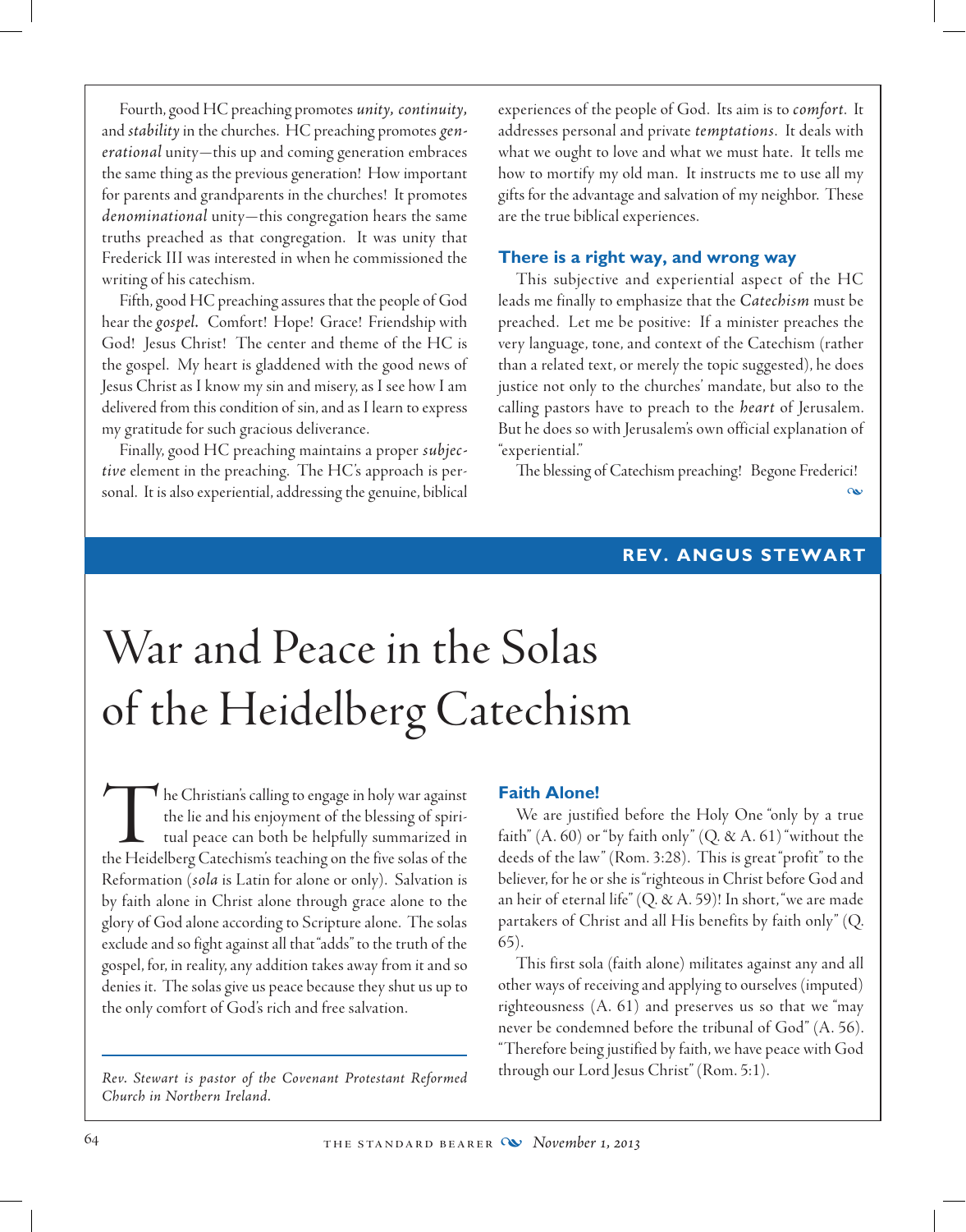Fourth, good HC preaching promotes *unity, continuity,* and *stability* in the churches. HC preaching promotes *generational* unity—this up and coming generation embraces the same thing as the previous generation! How important for parents and grandparents in the churches! It promotes *denominational* unity—this congregation hears the same truths preached as that congregation. It was unity that Frederick III was interested in when he commissioned the writing of his catechism.

Fifth, good HC preaching assures that the people of God hear the *gospel.* Comfort! Hope! Grace! Friendship with God! Jesus Christ! The center and theme of the HC is the gospel. My heart is gladdened with the good news of Jesus Christ as I know my sin and misery, as I see how I am delivered from this condition of sin, and as I learn to express my gratitude for such gracious deliverance.

Finally, good HC preaching maintains a proper *subjective* element in the preaching. The HC's approach is personal. It is also experiential, addressing the genuine, biblical experiences of the people of God. Its aim is to *comfort.* It addresses personal and private *temptations.* It deals with what we ought to love and what we must hate. It tells me how to mortify my old man. It instructs me to use all my gifts for the advantage and salvation of my neighbor. These are the true biblical experiences.

### There is a right way, and wrong way

This subjective and experiential aspect of the HC leads me finally to emphasize that the *Catechism* must be preached. Let me be positive: If a minister preaches the very language, tone, and context of the Catechism (rather than a related text, or merely the topic suggested), he does justice not only to the churches' mandate, but also to the calling pastors have to preach to the *heart* of Jerusalem. But he does so with Jerusalem's own official explanation of "experiential."

The blessing of Catechism preaching! Begone Frederici!

**REV. ANGUS STEWART**

# War and Peace in the Solas of the Heidelberg Catechism

The Christian's calling to engage in holy war against the lie and his enjoyment of the blessing of spiritual peace can both be helpfully summarized in the Heidelberg Catechism's teaching on the five solas of the Reformation (*sola* is Latin for alone or only). Salvation is by faith alone in Christ alone through grace alone to the glory of God alone according to Scripture alone. The solas exclude and so fight against all that "adds" to the truth of the gospel, for, in reality, any addition takes away from it and so denies it. The solas give us peace because they shut us up to the only comfort of God's rich and free salvation.

*Rev. Stewart is pastor of the Covenant Protestant Reformed Church in Northern Ireland.*

### Faith Alone!

We are justified before the Holy One "only by a true faith" (A. 60) or "by faith only" (Q. & A. 61) "without the deeds of the law" (Rom. 3:28). This is great "profit" to the believer, for he or she is "righteous in Christ before God and an heir of eternal life" (Q. & A. 59)! In short, "we are made partakers of Christ and all His benefits by faith only" (Q. 65).

This first sola (faith alone) militates against any and all other ways of receiving and applying to ourselves (imputed) righteousness (A. 61) and preserves us so that we "may never be condemned before the tribunal of God" (A. 56). "Therefore being justified by faith, we have peace with God through our Lord Jesus Christ" (Rom. 5:1).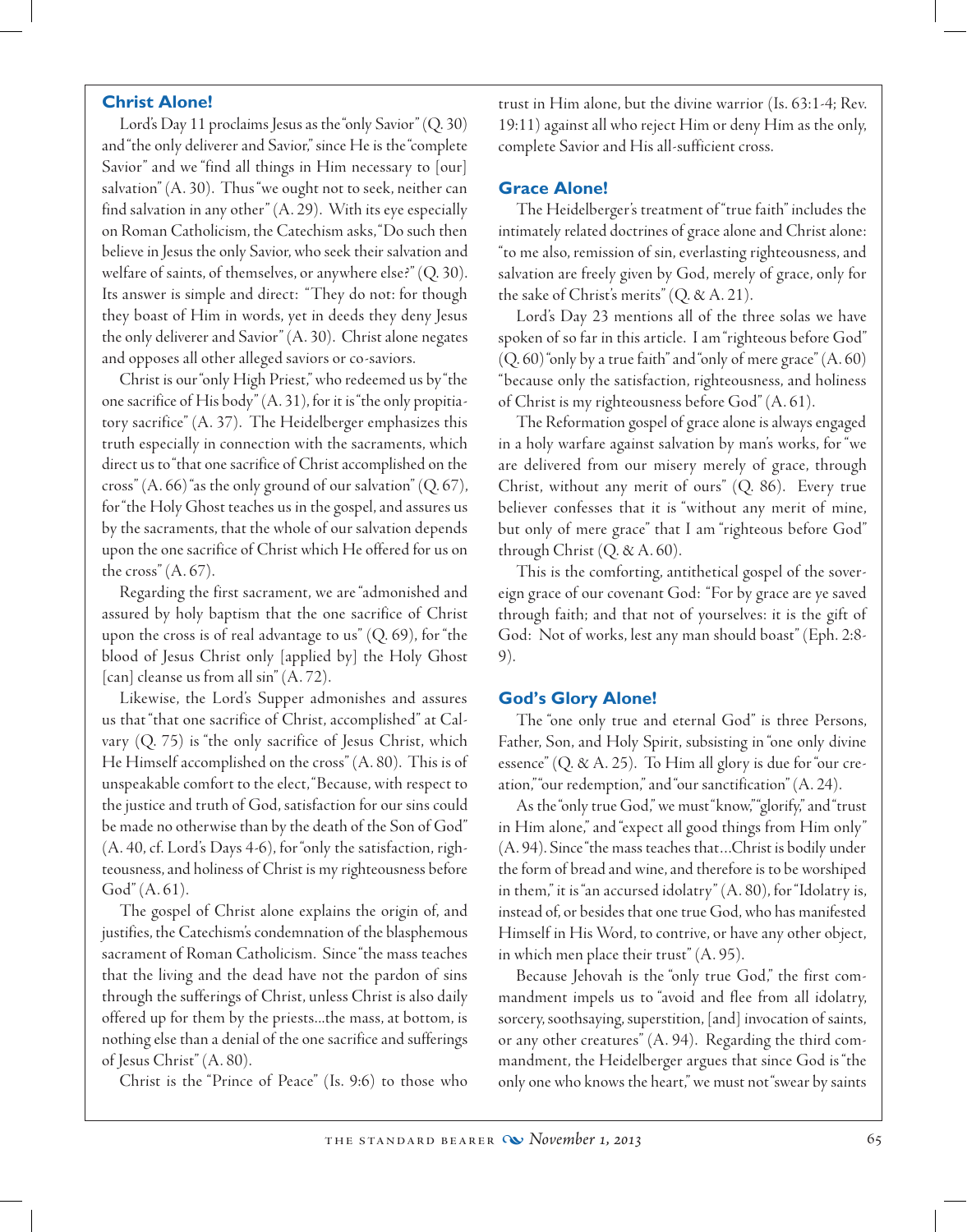## Christ Alone!

Lord's Day 11 proclaims Jesus as the "only Savior" (Q. 30) and "the only deliverer and Savior," since He is the "complete Savior" and we "find all things in Him necessary to [our] salvation" (A. 30). Thus "we ought not to seek, neither can find salvation in any other" (A. 29). With its eye especially on Roman Catholicism, the Catechism asks, "Do such then believe in Jesus the only Savior, who seek their salvation and welfare of saints, of themselves, or anywhere else?" (Q. 30). Its answer is simple and direct: "They do not: for though they boast of Him in words, yet in deeds they deny Jesus the only deliverer and Savior" (A. 30). Christ alone negates and opposes all other alleged saviors or co-saviors.

Christ is our "only High Priest," who redeemed us by "the one sacrifice of His body" (A. 31), for it is "the only propitiatory sacrifice" (A. 37). The Heidelberger emphasizes this truth especially in connection with the sacraments, which direct us to "that one sacrifice of Christ accomplished on the cross" (A. 66) "as the only ground of our salvation" (Q. 67), for "the Holy Ghost teaches us in the gospel, and assures us by the sacraments, that the whole of our salvation depends upon the one sacrifice of Christ which He offered for us on the cross" (A. 67).

Regarding the first sacrament, we are "admonished and assured by holy baptism that the one sacrifice of Christ upon the cross is of real advantage to us" (Q. 69), for "the blood of Jesus Christ only [applied by] the Holy Ghost [can] cleanse us from all sin" (A. 72).

Likewise, the Lord's Supper admonishes and assures us that "that one sacrifice of Christ, accomplished" at Calvary (Q. 75) is "the only sacrifice of Jesus Christ, which He Himself accomplished on the cross" (A. 80). This is of unspeakable comfort to the elect, "Because, with respect to the justice and truth of God, satisfaction for our sins could be made no otherwise than by the death of the Son of God" (A. 40, cf. Lord's Days 4-6), for "only the satisfaction, righteousness, and holiness of Christ is my righteousness before God" (A. 61).

The gospel of Christ alone explains the origin of, and justifies, the Catechism's condemnation of the blasphemous sacrament of Roman Catholicism. Since "the mass teaches that the living and the dead have not the pardon of sins through the sufferings of Christ, unless Christ is also daily offered up for them by the priests...the mass, at bottom, is nothing else than a denial of the one sacrifice and sufferings of Jesus Christ" (A. 80).

Christ is the "Prince of Peace" (Is. 9:6) to those who trust in Him alone, but the divine warrior (Is. 63:1-4; Rev. 19:11) against all who reject Him or deny Him as the only, complete Savior and His all-sufficient cross.

## Grace Alone!

The Heidelberger's treatment of "true faith" includes the intimately related doctrines of grace alone and Christ alone: "to me also, remission of sin, everlasting righteousness, and salvation are freely given by God, merely of grace, only for the sake of Christ's merits" (Q. & A. 21).

Lord's Day 23 mentions all of the three solas we have spoken of so far in this article. I am "righteous before God" (Q. 60) "only by a true faith" and "only of mere grace" (A. 60) "because only the satisfaction, righteousness, and holiness of Christ is my righteousness before God" (A. 61).

The Reformation gospel of grace alone is always engaged in a holy warfare against salvation by man's works, for "we are delivered from our misery merely of grace, through Christ, without any merit of ours" (Q. 86). Every true believer confesses that it is "without any merit of mine, but only of mere grace" that I am "righteous before God" through Christ (Q. & A. 60).

This is the comforting, antithetical gospel of the sovereign grace of our covenant God: "For by grace are ye saved through faith; and that not of yourselves: it is the gift of God: Not of works, lest any man should boast" (Eph. 2:8-9).

## God's Glory Alone!

The "one only true and eternal God" is three Persons, Father, Son, and Holy Spirit, subsisting in "one only divine essence" (Q. & A. 25). To Him all glory is due for "our creation," "our redemption," and "our sanctification" (A. 24).

As the "only true God," we must "know," "glorify," and "trust in Him alone," and "expect all good things from Him only" (A. 94). Since "the mass teaches that...Christ is bodily under the form of bread and wine, and therefore is to be worshiped in them," it is "an accursed idolatry" (A. 80), for "Idolatry is, instead of, or besides that one true God, who has manifested Himself in His Word, to contrive, or have any other object, in which men place their trust" (A. 95).

Because Jehovah is the "only true God," the first commandment impels us to "avoid and flee from all idolatry, sorcery, soothsaying, superstition, [and] invocation of saints, or any other creatures" (A. 94). Regarding the third commandment, the Heidelberger argues that since God is "the only one who knows the heart," we must not "swear by saints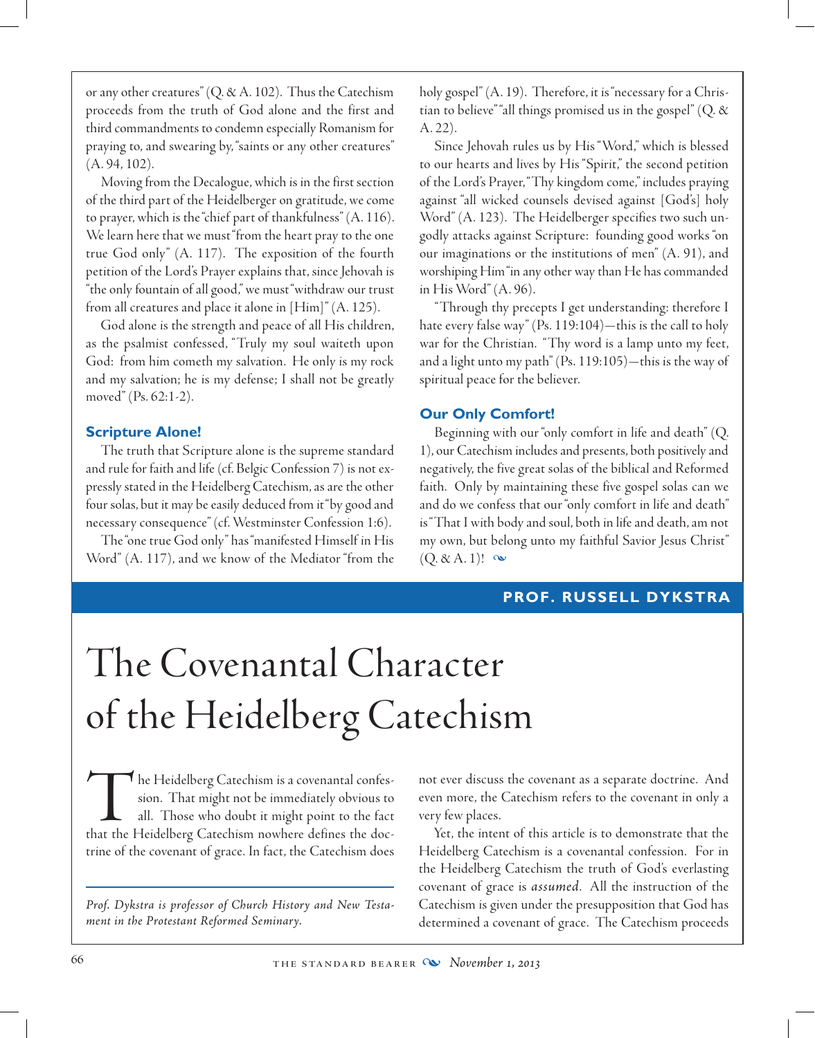or any other creatures" (Q. & A. 102). Thus the Catechism proceeds from the truth of God alone and the first and third commandments to condemn especially Romanism for praying to, and swearing by, "saints or any other creatures" (A. 94, 102).

Moving from the Decalogue, which is in the first section of the third part of the Heidelberger on gratitude, we come to prayer, which is the "chief part of thankfulness" (A. 116). We learn here that we must "from the heart pray to the one true God only" (A. 117). The exposition of the fourth petition of the Lord's Prayer explains that, since Jehovah is "the only fountain of all good," we must "withdraw our trust from all creatures and place it alone in [Him]" (A. 125).

God alone is the strength and peace of all His children, as the psalmist confessed, "Truly my soul waiteth upon God: from him cometh my salvation. He only is my rock and my salvation; he is my defense; I shall not be greatly moved" (Ps. 62:1-2).

## Scripture Alone!

The truth that Scripture alone is the supreme standard and rule for faith and life (cf. Belgic Confession 7) is not expressly stated in the Heidelberg Catechism, as are the other four solas, but it may be easily deduced from it "by good and necessary consequence" (cf. Westminster Confession 1:6).

The "one true God only" has "manifested Himself in His Word" (A. 117), and we know of the Mediator "from the holy gospel" (A. 19). Therefore, it is "necessary for a Christian to believe" "all things promised us in the gospel" (Q. & A. 22).

Since Jehovah rules us by His "Word," which is blessed to our hearts and lives by His "Spirit," the second petition of the Lord's Prayer, "Thy kingdom come," includes praying against "all wicked counsels devised against [God's] holy Word" (A. 123). The Heidelberger specifies two such ungodly attacks against Scripture: founding good works "on our imaginations or the institutions of men" (A. 91), and worshiping Him "in any other way than He has commanded in His Word" (A. 96).

"Through thy precepts I get understanding: therefore I hate every false way" (Ps. 119:104)—this is the call to holy war for the Christian. "Thy word is a lamp unto my feet, and a light unto my path" (Ps. 119:105)—this is the way of spiritual peace for the believer.

## Our Only Comfort!

Beginning with our "only comfort in life and death" (Q. 1), our Catechism includes and presents, both positively and negatively, the five great solas of the biblical and Reformed faith. Only by maintaining these five gospel solas can we and do we confess that our "only comfort in life and death" is "That I with body and soul, both in life and death, am not my own, but belong unto my faithful Savior Jesus Christ" (Q. & A. 1)!

**PROF. RUSSELL DYKSTRA**

# The Covenantal Character of the Heidelberg Catechism

The Heidelberg Catechism is a covenantal confession. That might not be immediately obvious to all. Those who doubt it might point to the fact that the Heidelberg Catechism nowhere defines the doctrine of the covenant of grace. In fact, the Catechism does not ever discuss the covenant as a separate doctrine. And even more, the Catechism refers to the covenant in only a very few places.

Yet, the intent of this article is to demonstrate that the Heidelberg Catechism is a covenantal confession. For in the Heidelberg Catechism the truth of God's everlasting covenant of grace is *assumed*. All the instruction of the Catechism is given under the presupposition that God has determined a covenant of grace. The Catechism proceeds

---

*Prof. Dykstra is professor of Church History and New Testament in the Protestant Reformed Seminary.*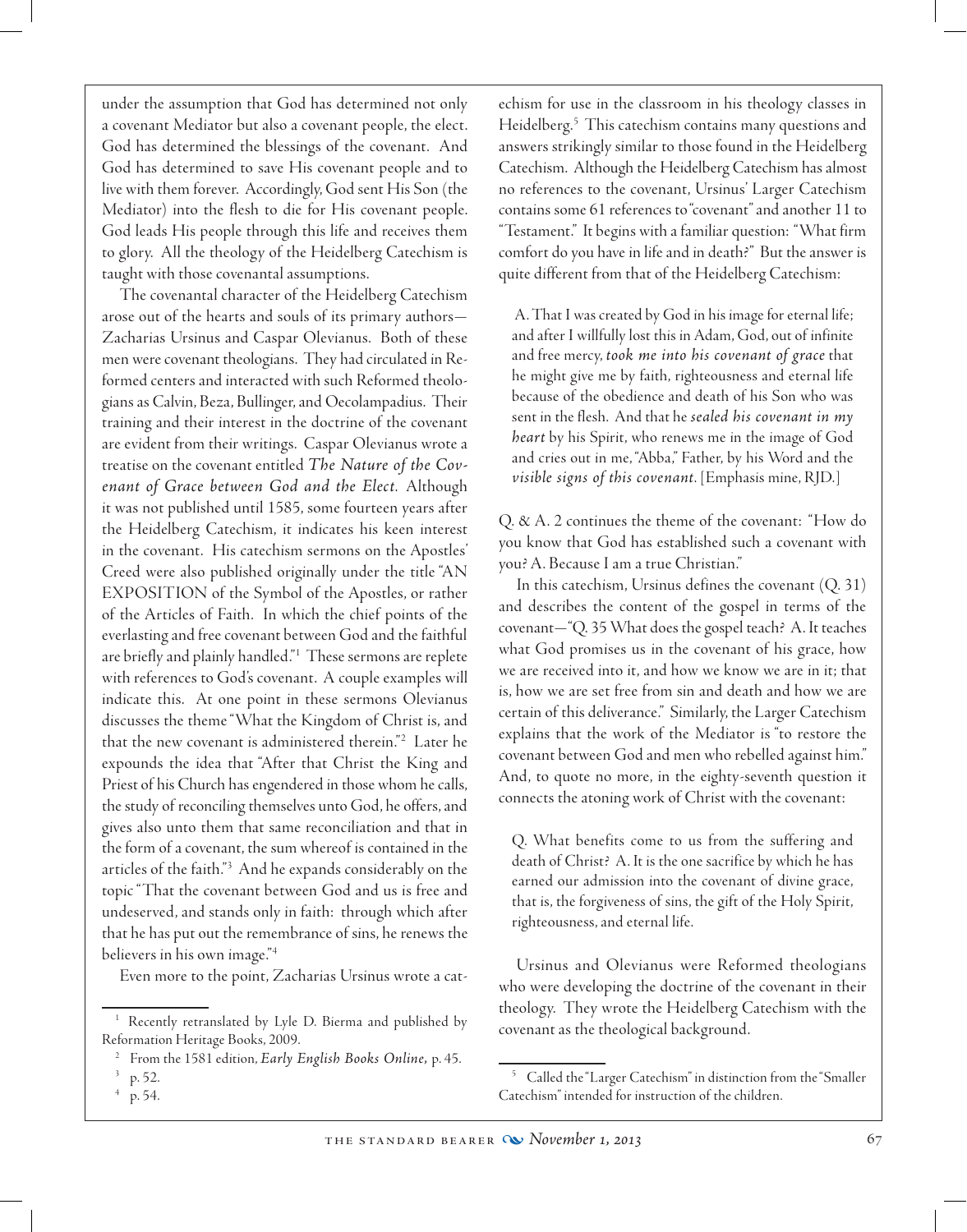under the assumption that God has determined not only a covenant Mediator but also a covenant people, the elect. God has determined the blessings of the covenant. And God has determined to save His covenant people and to live with them forever. Accordingly, God sent His Son (the Mediator) into the flesh to die for His covenant people. God leads His people through this life and receives them to glory. All the theology of the Heidelberg Catechism is taught with those covenantal assumptions.

The covenantal character of the Heidelberg Catechism arose out of the hearts and souls of its primary authors—Zacharias Ursinus and Caspar Olevianus. Both of these men were covenant theologians. They had circulated in Reformed centers and interacted with such Reformed theologians as Calvin, Beza, Bullinger, and Oecolampadius. Their training and their interest in the doctrine of the covenant are evident from their writings. Caspar Olevianus wrote a treatise on the covenant entitled *The Nature of the Covenant of Grace between God and the Elect.* Although it was not published until 1585, some fourteen years after the Heidelberg Catechism, it indicates his keen interest in the covenant. His catechism sermons on the Apostles' Creed were also published originally under the title "AN EXPOSITION of the Symbol of the Apostles, or rather of the Articles of Faith. In which the chief points of the everlasting and free covenant between God and the faithful are briefly and plainly handled."[1] These sermons are replete with references to God's covenant. A couple examples will indicate this. At one point in these sermons Olevianus discusses the theme "What the Kingdom of Christ is, and that the new covenant is administered therein."[2] Later he expounds the idea that "After that Christ the King and Priest of his Church has engendered in those whom he calls, the study of reconciling themselves unto God, he offers, and gives also unto them that same reconciliation and that in the form of a covenant, the sum whereof is contained in the articles of the faith."[3] And he expands considerably on the topic "That the covenant between God and us is free and undeserved, and stands only in faith: through which after that he has put out the remembrance of sins, he renews the believers in his own image."[4]

Even more to the point, Zacharias Ursinus wrote a catechism for use in the classroom in his theology classes in Heidelberg.[5] This catechism contains many questions and answers strikingly similar to those found in the Heidelberg Catechism. Although the Heidelberg Catechism has almost no references to the covenant, Ursinus' Larger Catechism contains some 61 references to "covenant" and another 11 to "Testament." It begins with a familiar question: "What firm comfort do you have in life and in death?" But the answer is quite different from that of the Heidelberg Catechism:

> A. That I was created by God in his image for eternal life; and after I willfully lost this in Adam, God, out of infinite and free mercy, *took me into his covenant of grace* that he might give me by faith, righteousness and eternal life because of the obedience and death of his Son who was sent in the flesh. And that he *sealed his covenant in my heart* by his Spirit, who renews me in the image of God and cries out in me, "Abba," Father, by his Word and the *visible signs of this covenant*. [Emphasis mine, RJD.]

Q. & A. 2 continues the theme of the covenant: "How do you know that God has established such a covenant with you? A. Because I am a true Christian."

In this catechism, Ursinus defines the covenant (Q. 31) and describes the content of the gospel in terms of the covenant—"Q. 35 What does the gospel teach? A. It teaches what God promises us in the covenant of his grace, how we are received into it, and how we know we are in it; that is, how we are set free from sin and death and how we are certain of this deliverance." Similarly, the Larger Catechism explains that the work of the Mediator is "to restore the covenant between God and men who rebelled against him." And, to quote no more, in the eighty-seventh question it connects the atoning work of Christ with the covenant:

> Q. What benefits come to us from the suffering and death of Christ? A. It is the one sacrifice by which he has earned our admission into the covenant of divine grace, that is, the forgiveness of sins, the gift of the Holy Spirit, righteousness, and eternal life.

Ursinus and Olevianus were Reformed theologians who were developing the doctrine of the covenant in their theology. They wrote the Heidelberg Catechism with the covenant as the theological background.

---

[1] Recently retranslated by Lyle D. Bierma and published by Reformation Heritage Books, 2009.

[2] From the 1581 edition, *Early English Books Online*, p. 45.

[3] p. 52.

[4] p. 54.

[5] Called the "Larger Catechism" in distinction from the "Smaller Catechism" intended for instruction of the children.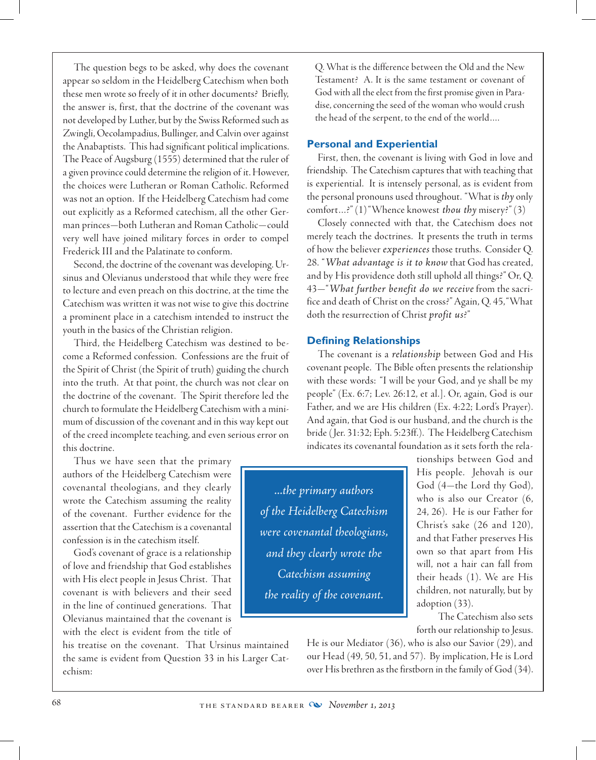The question begs to be asked, why does the covenant appear so seldom in the Heidelberg Catechism when both these men wrote so freely of it in other documents? Briefly, the answer is, first, that the doctrine of the covenant was not developed by Luther, but by the Swiss Reformed such as Zwingli, Oecolampadius, Bullinger, and Calvin over against the Anabaptists. This had significant political implications. The Peace of Augsburg (1555) determined that the ruler of a given province could determine the religion of it. However, the choices were Lutheran or Roman Catholic. Reformed was not an option. If the Heidelberg Catechism had come out explicitly as a Reformed catechism, all the other German princes—both Lutheran and Roman Catholic—could very well have joined military forces in order to compel Frederick III and the Palatinate to conform.

Second, the doctrine of the covenant was developing. Ursinus and Olevianus understood that while they were free to lecture and even preach on this doctrine, at the time the Catechism was written it was not wise to give this doctrine a prominent place in a catechism intended to instruct the youth in the basics of the Christian religion.

Third, the Heidelberg Catechism was destined to become a Reformed confession. Confessions are the fruit of the Spirit of Christ (the Spirit of truth) guiding the church into the truth. At that point, the church was not clear on the doctrine of the covenant. The Spirit therefore led the church to formulate the Heidelberg Catechism with a minimum of discussion of the covenant and in this way kept out of the creed incomplete teaching, and even serious error on this doctrine.

Thus we have seen that the primary authors of the Heidelberg Catechism were covenantal theologians, and they clearly wrote the Catechism assuming the reality of the covenant. Further evidence for the assertion that the Catechism is a covenantal confession is in the catechism itself.

God's covenant of grace is a relationship of love and friendship that God establishes with His elect people in Jesus Christ. That covenant is with believers and their seed in the line of continued generations. That Olevianus maintained that the covenant is with the elect is evident from the title of his treatise on the covenant. That Ursinus maintained the same is evident from Question 33 in his Larger Catechism:

> Q. What is the difference between the Old and the New Testament? A. It is the same testament or covenant of God with all the elect from the first promise given in Paradise, concerning the seed of the woman who would crush the head of the serpent, to the end of the world....

*...the primary authors of the Heidelberg Catechism were covenantal theologians, and they clearly wrote the Catechism assuming the reality of the covenant.*

### Personal and Experiential

First, then, the covenant is living with God in love and friendship. The Catechism captures that with teaching that is experiential. It is intensely personal, as is evident from the personal pronouns used throughout. "What is *thy* only comfort...?" (1) "Whence knowest *thou thy* misery?" (3)

Closely connected with that, the Catechism does not merely teach the doctrines. It presents the truth in terms of how the believer *experiences* those truths. Consider Q. 28. "*What advantage is it to know* that God has created, and by His providence doth still uphold all things?" Or, Q. 43—"*What further benefit do we receive* from the sacrifice and death of Christ on the cross?" Again, Q. 45, "What doth the resurrection of Christ *profit us?*"

### Defining Relationships

The covenant is a *relationship* between God and His covenant people. The Bible often presents the relationship with these words: "I will be your God, and ye shall be my people" (Ex. 6:7; Lev. 26:12, et al.]. Or, again, God is our Father, and we are His children (Ex. 4:22; Lord's Prayer). And again, that God is our husband, and the church is the bride (Jer. 31:32; Eph. 5:23ff.). The Heidelberg Catechism indicates its covenantal foundation as it sets forth the relationships between God and His people. Jehovah is our God (4—the Lord thy God), who is also our Creator (6, 24, 26). He is our Father for Christ's sake (26 and 120), and that Father preserves His own so that apart from His will, not a hair can fall from their heads (1). We are His children, not naturally, but by adoption (33).

The Catechism also sets forth our relationship to Jesus. He is our Mediator (36), who is also our Savior (29), and our Head (49, 50, 51, and 57). By implication, He is Lord over His brethren as the firstborn in the family of God (34).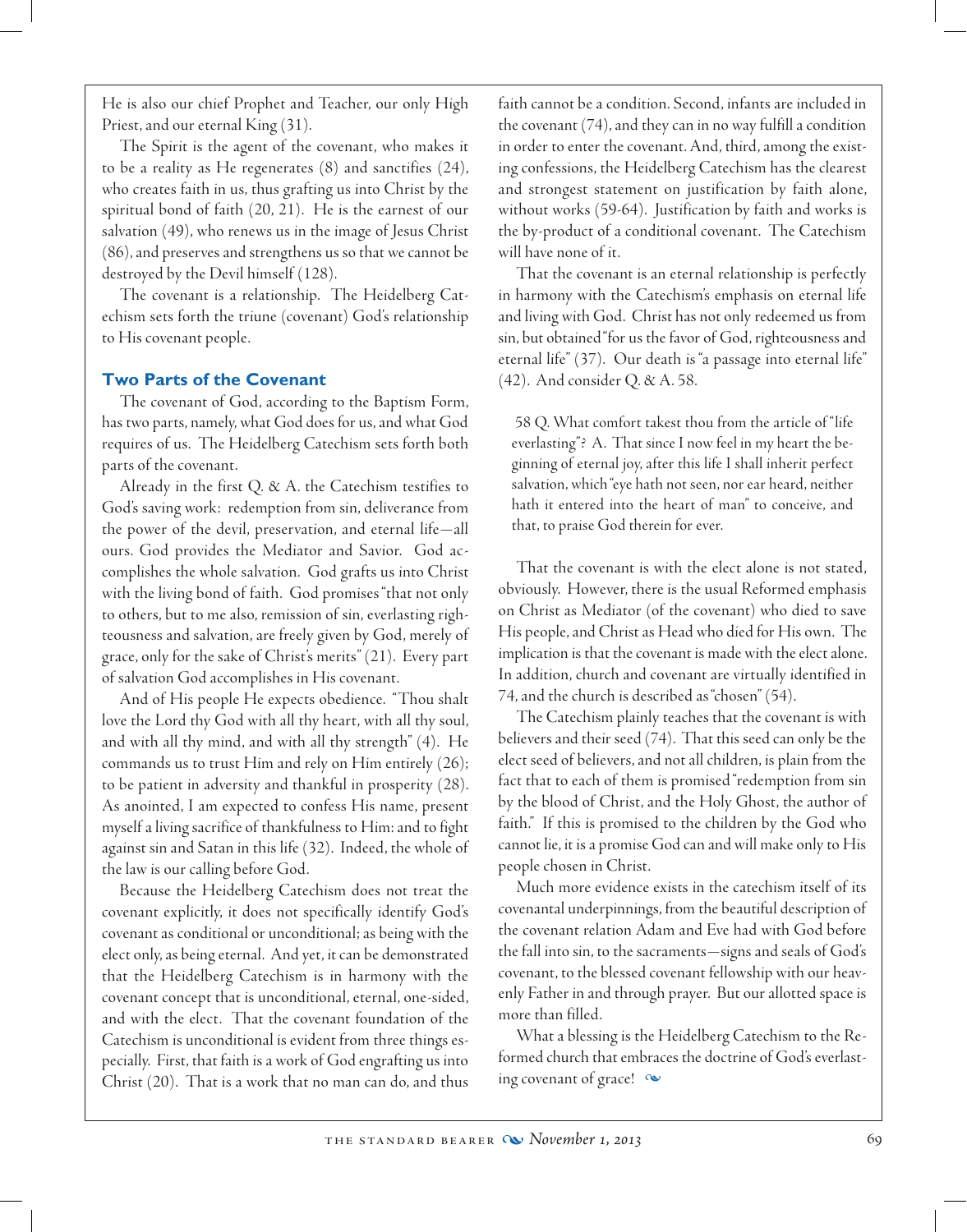He is also our chief Prophet and Teacher, our only High Priest, and our eternal King (31).

The Spirit is the agent of the covenant, who makes it to be a reality as He regenerates (8) and sanctifies (24), who creates faith in us, thus grafting us into Christ by the spiritual bond of faith (20, 21). He is the earnest of our salvation (49), who renews us in the image of Jesus Christ (86), and preserves and strengthens us so that we cannot be destroyed by the Devil himself (128).

The covenant is a relationship. The Heidelberg Catechism sets forth the triune (covenant) God's relationship to His covenant people.

### Two Parts of the Covenant

The covenant of God, according to the Baptism Form, has two parts, namely, what God does for us, and what God requires of us. The Heidelberg Catechism sets forth both parts of the covenant.

Already in the first Q. & A. the Catechism testifies to God's saving work: redemption from sin, deliverance from the power of the devil, preservation, and eternal life—all ours. God provides the Mediator and Savior. God accomplishes the whole salvation. God grafts us into Christ with the living bond of faith. God promises "that not only to others, but to me also, remission of sin, everlasting righteousness and salvation, are freely given by God, merely of grace, only for the sake of Christ's merits" (21). Every part of salvation God accomplishes in His covenant.

And of His people He expects obedience. "Thou shalt love the Lord thy God with all thy heart, with all thy soul, and with all thy mind, and with all thy strength" (4). He commands us to trust Him and rely on Him entirely (26); to be patient in adversity and thankful in prosperity (28). As anointed, I am expected to confess His name, present myself a living sacrifice of thankfulness to Him: and to fight against sin and Satan in this life (32). Indeed, the whole of the law is our calling before God.

Because the Heidelberg Catechism does not treat the covenant explicitly, it does not specifically identify God's covenant as conditional or unconditional; as being with the elect only, as being eternal. And yet, it can be demonstrated that the Heidelberg Catechism is in harmony with the covenant concept that is unconditional, eternal, one-sided, and with the elect. That the covenant foundation of the Catechism is unconditional is evident from three things especially. First, that faith is a work of God engrafting us into Christ (20). That is a work that no man can do, and thus faith cannot be a condition. Second, infants are included in the covenant (74), and they can in no way fulfill a condition in order to enter the covenant. And, third, among the existing confessions, the Heidelberg Catechism has the clearest and strongest statement on justification by faith alone, without works (59-64). Justification by faith and works is the by-product of a conditional covenant. The Catechism will have none of it.

That the covenant is an eternal relationship is perfectly in harmony with the Catechism's emphasis on eternal life and living with God. Christ has not only redeemed us from sin, but obtained "for us the favor of God, righteousness and eternal life" (37). Our death is "a passage into eternal life" (42). And consider Q. & A. 58.

> 58 Q. What comfort takest thou from the article of "life everlasting"? A. That since I now feel in my heart the beginning of eternal joy, after this life I shall inherit perfect salvation, which "eye hath not seen, nor ear heard, neither hath it entered into the heart of man" to conceive, and that, to praise God therein for ever.

That the covenant is with the elect alone is not stated, obviously. However, there is the usual Reformed emphasis on Christ as Mediator (of the covenant) who died to save His people, and Christ as Head who died for His own. The implication is that the covenant is made with the elect alone. In addition, church and covenant are virtually identified in 74, and the church is described as "chosen" (54).

The Catechism plainly teaches that the covenant is with believers and their seed (74). That this seed can only be the elect seed of believers, and not all children, is plain from the fact that to each of them is promised "redemption from sin by the blood of Christ, and the Holy Ghost, the author of faith." If this is promised to the children by the God who cannot lie, it is a promise God can and will make only to His people chosen in Christ.

Much more evidence exists in the catechism itself of its covenantal underpinnings, from the beautiful description of the covenant relation Adam and Eve had with God before the fall into sin, to the sacraments—signs and seals of God's covenant, to the blessed covenant fellowship with our heavenly Father in and through prayer. But our allotted space is more than filled.

What a blessing is the Heidelberg Catechism to the Reformed church that embraces the doctrine of God's everlasting covenant of grace!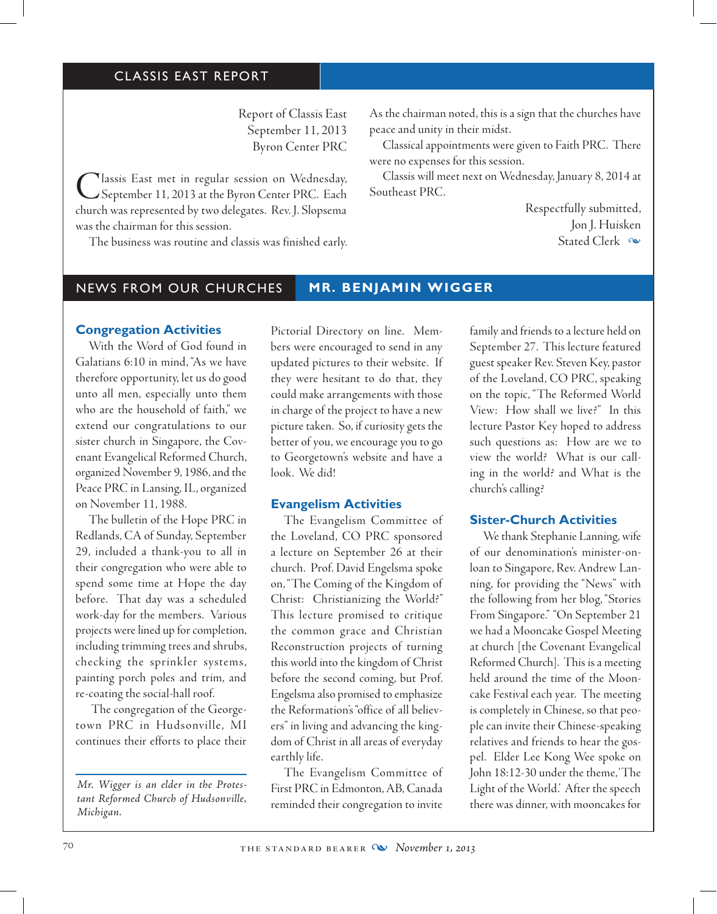## CLASSIS EAST REPORT

Report of Classis East
September 11, 2013
Byron Center PRC

Classis East met in regular session on Wednesday, September 11, 2013 at the Byron Center PRC. Each church was represented by two delegates. Rev. J. Slopsema was the chairman for this session.

The business was routine and classis was finished early. As the chairman noted, this is a sign that the churches have peace and unity in their midst.

Classical appointments were given to Faith PRC. There were no expenses for this session.

Classis will meet next on Wednesday, January 8, 2014 at Southeast PRC.

Respectfully submitted,
Jon J. Huisken
Stated Clerk

## NEWS FROM OUR CHURCHES — MR. BENJAMIN WIGGER

### Congregation Activities

With the Word of God found in Galatians 6:10 in mind, "As we have therefore opportunity, let us do good unto all men, especially unto them who are the household of faith," we extend our congratulations to our sister church in Singapore, the Covenant Evangelical Reformed Church, organized November 9, 1986, and the Peace PRC in Lansing, IL, organized on November 11, 1988.

The bulletin of the Hope PRC in Redlands, CA of Sunday, September 29, included a thank-you to all in their congregation who were able to spend some time at Hope the day before. That day was a scheduled work-day for the members. Various projects were lined up for completion, including trimming trees and shrubs, checking the sprinkler systems, painting porch poles and trim, and re-coating the social-hall roof.

The congregation of the Georgetown PRC in Hudsonville, MI continues their efforts to place their Pictorial Directory on line. Members were encouraged to send in any updated pictures to their website. If they were hesitant to do that, they could make arrangements with those in charge of the project to have a new picture taken. So, if curiosity gets the better of you, we encourage you to go to Georgetown's website and have a look. We did!

*Mr. Wigger is an elder in the Protestant Reformed Church of Hudsonville, Michigan.*

### Evangelism Activities

The Evangelism Committee of the Loveland, CO PRC sponsored a lecture on September 26 at their church. Prof. David Engelsma spoke on, "The Coming of the Kingdom of Christ: Christianizing the World?" This lecture promised to critique the common grace and Christian Reconstruction projects of turning this world into the kingdom of Christ before the second coming, but Prof. Engelsma also promised to emphasize the Reformation's "office of all believers" in living and advancing the kingdom of Christ in all areas of everyday earthly life.

The Evangelism Committee of First PRC in Edmonton, AB, Canada reminded their congregation to invite family and friends to a lecture held on September 27. This lecture featured guest speaker Rev. Steven Key, pastor of the Loveland, CO PRC, speaking on the topic, "The Reformed World View: How shall we live?" In this lecture Pastor Key hoped to address such questions as: How are we to view the world? What is our calling in the world? and What is the church's calling?

### Sister-Church Activities

We thank Stephanie Lanning, wife of our denomination's minister-on-loan to Singapore, Rev. Andrew Lanning, for providing the "News" with the following from her blog, "Stories From Singapore." "On September 21 we had a Mooncake Gospel Meeting at church [the Covenant Evangelical Reformed Church]. This is a meeting held around the time of the Mooncake Festival each year. The meeting is completely in Chinese, so that people can invite their Chinese-speaking relatives and friends to hear the gospel. Elder Lee Kong Wee spoke on John 18:12-30 under the theme, 'The Light of the World.' After the speech there was dinner, with mooncakes for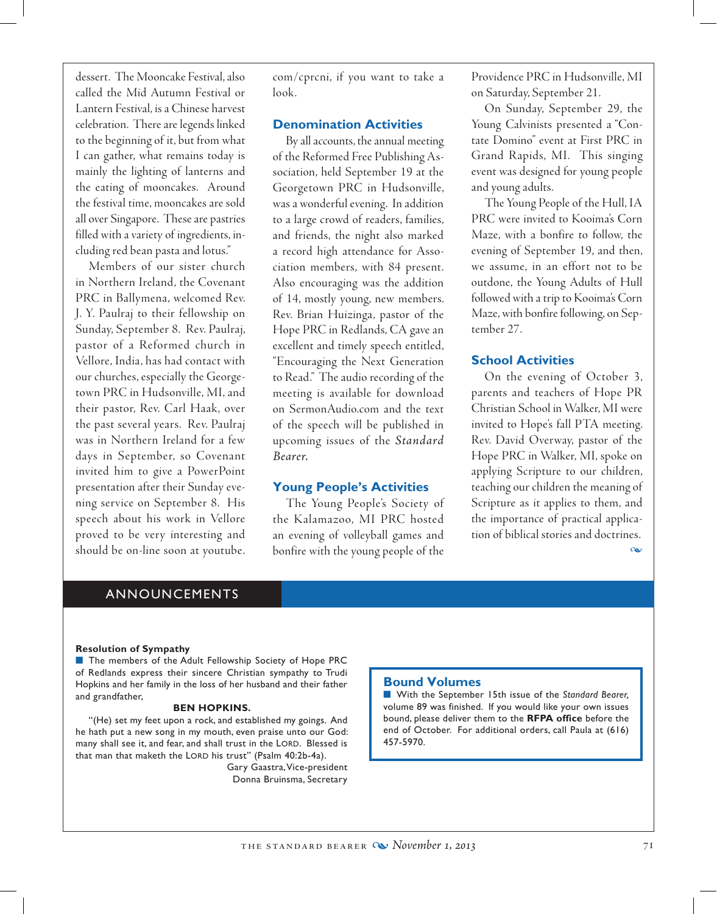dessert. The Mooncake Festival, also called the Mid Autumn Festival or Lantern Festival, is a Chinese harvest celebration. There are legends linked to the beginning of it, but from what I can gather, what remains today is mainly the lighting of lanterns and the eating of mooncakes. Around the festival time, mooncakes are sold all over Singapore. These are pastries filled with a variety of ingredients, including red bean pasta and lotus."

Members of our sister church in Northern Ireland, the Covenant PRC in Ballymena, welcomed Rev. J. Y. Paulraj to their fellowship on Sunday, September 8. Rev. Paulraj, pastor of a Reformed church in Vellore, India, has had contact with our churches, especially the Georgetown PRC in Hudsonville, MI, and their pastor, Rev. Carl Haak, over the past several years. Rev. Paulraj was in Northern Ireland for a few days in September, so Covenant invited him to give a PowerPoint presentation after their Sunday evening service on September 8. His speech about his work in Vellore proved to be very interesting and should be on-line soon at youtube.com/cprcni, if you want to take a look.

## Denomination Activities

By all accounts, the annual meeting of the Reformed Free Publishing Association, held September 19 at the Georgetown PRC in Hudsonville, was a wonderful evening. In addition to a large crowd of readers, families, and friends, the night also marked a record high attendance for Association members, with 84 present. Also encouraging was the addition of 14, mostly young, new members. Rev. Brian Huizinga, pastor of the Hope PRC in Redlands, CA gave an excellent and timely speech entitled, "Encouraging the Next Generation to Read." The audio recording of the meeting is available for download on SermonAudio.com and the text of the speech will be published in upcoming issues of the *Standard Bearer.*

## Young People's Activities

The Young People's Society of the Kalamazoo, MI PRC hosted an evening of volleyball games and bonfire with the young people of the Providence PRC in Hudsonville, MI on Saturday, September 21.

On Sunday, September 29, the Young Calvinists presented a "Contate Domino" event at First PRC in Grand Rapids, MI. This singing event was designed for young people and young adults.

The Young People of the Hull, IA PRC were invited to Kooima's Corn Maze, with a bonfire to follow, the evening of September 19, and then, we assume, in an effort not to be outdone, the Young Adults of Hull followed with a trip to Kooima's Corn Maze, with bonfire following, on September 27.

## School Activities

On the evening of October 3, parents and teachers of Hope PR Christian School in Walker, MI were invited to Hope's fall PTA meeting. Rev. David Overway, pastor of the Hope PRC in Walker, MI, spoke on applying Scripture to our children, teaching our children the meaning of Scripture as it applies to them, and the importance of practical application of biblical stories and doctrines.

# ANNOUNCEMENTS

**Resolution of Sympathy**

The members of the Adult Fellowship Society of Hope PRC of Redlands express their sincere Christian sympathy to Trudi Hopkins and her family in the loss of her husband and their father and grandfather,

**BEN HOPKINS.**

"(He) set my feet upon a rock, and established my goings. And he hath put a new song in my mouth, even praise unto our God: many shall see it, and fear, and shall trust in the LORD. Blessed is that man that maketh the LORD his trust" (Psalm 40:2b-4a).

Gary Gaastra, Vice-president
Donna Bruinsma, Secretary

## Bound Volumes

With the September 15th issue of the *Standard Bearer,* volume 89 was finished. If you would like your own issues bound, please deliver them to the **RFPA office** before the end of October. For additional orders, call Paula at (616) 457-5970.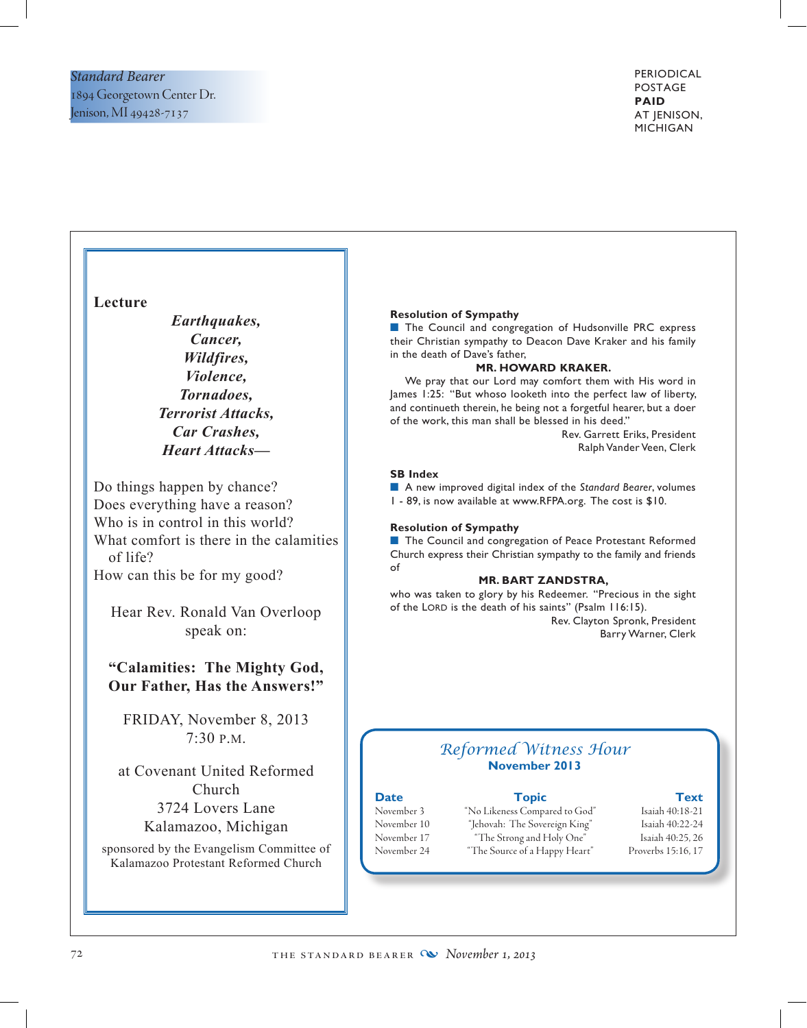*Standard Bearer*
1894 Georgetown Center Dr.
Jenison, MI 49428-7137

PERIODICAL
POSTAGE
**PAID**
AT JENISON,
MICHIGAN

**Lecture**

***Earthquakes,***
***Cancer,***
***Wildfires,***
***Violence,***
***Tornadoes,***
***Terrorist Attacks,***
***Car Crashes,***
***Heart Attacks—***

Do things happen by chance?
Does everything have a reason?
Who is in control in this world?
What comfort is there in the calamities of life?
How can this be for my good?

Hear Rev. Ronald Van Overloop speak on:

**"Calamities: The Mighty God, Our Father, Has the Answers!"**

FRIDAY, November 8, 2013
7:30 P.M.

at Covenant United Reformed Church
3724 Lovers Lane
Kalamazoo, Michigan

sponsored by the Evangelism Committee of Kalamazoo Protestant Reformed Church

**Resolution of Sympathy**

The Council and congregation of Hudsonville PRC express their Christian sympathy to Deacon Dave Kraker and his family in the death of Dave's father,

**MR. HOWARD KRAKER.**

We pray that our Lord may comfort them with His word in James 1:25: "But whoso looketh into the perfect law of liberty, and continueth therein, he being not a forgetful hearer, but a doer of the work, this man shall be blessed in his deed."

Rev. Garrett Eriks, President
Ralph Vander Veen, Clerk

**SB Index**

A new improved digital index of the *Standard Bearer*, volumes 1 - 89, is now available at www.RFPA.org. The cost is $10.

**Resolution of Sympathy**

The Council and congregation of Peace Protestant Reformed Church express their Christian sympathy to the family and friends of

**MR. BART ZANDSTRA,**

who was taken to glory by his Redeemer. "Precious in the sight of the LORD is the death of his saints" (Psalm 116:15).

Rev. Clayton Spronk, President
Barry Warner, Clerk

*Reformed Witness Hour*
**November 2013**

| Date | Topic | Text |
|---|---|---|
| November 3 | "No Likeness Compared to God" | Isaiah 40:18-21 |
| November 10 | "Jehovah: The Sovereign King" | Isaiah 40:22-24 |
| November 17 | "The Strong and Holy One" | Isaiah 40:25, 26 |
| November 24 | "The Source of a Happy Heart" | Proverbs 15:16, 17 |